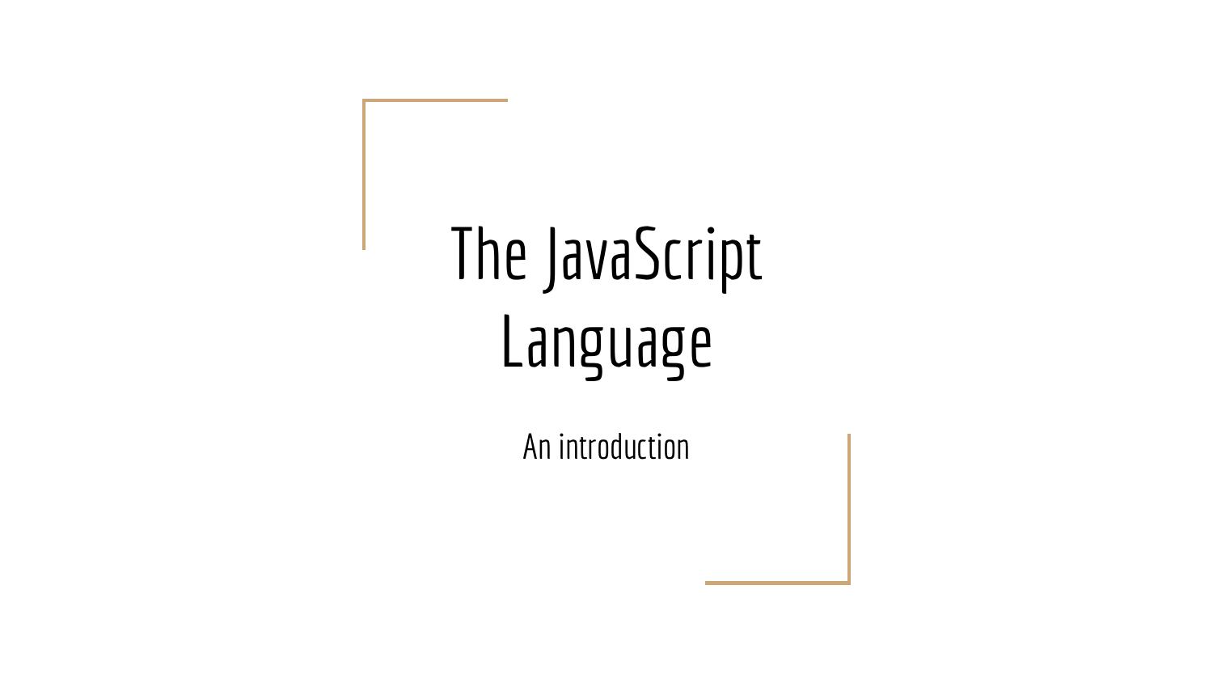# The JavaScript Language

An introduction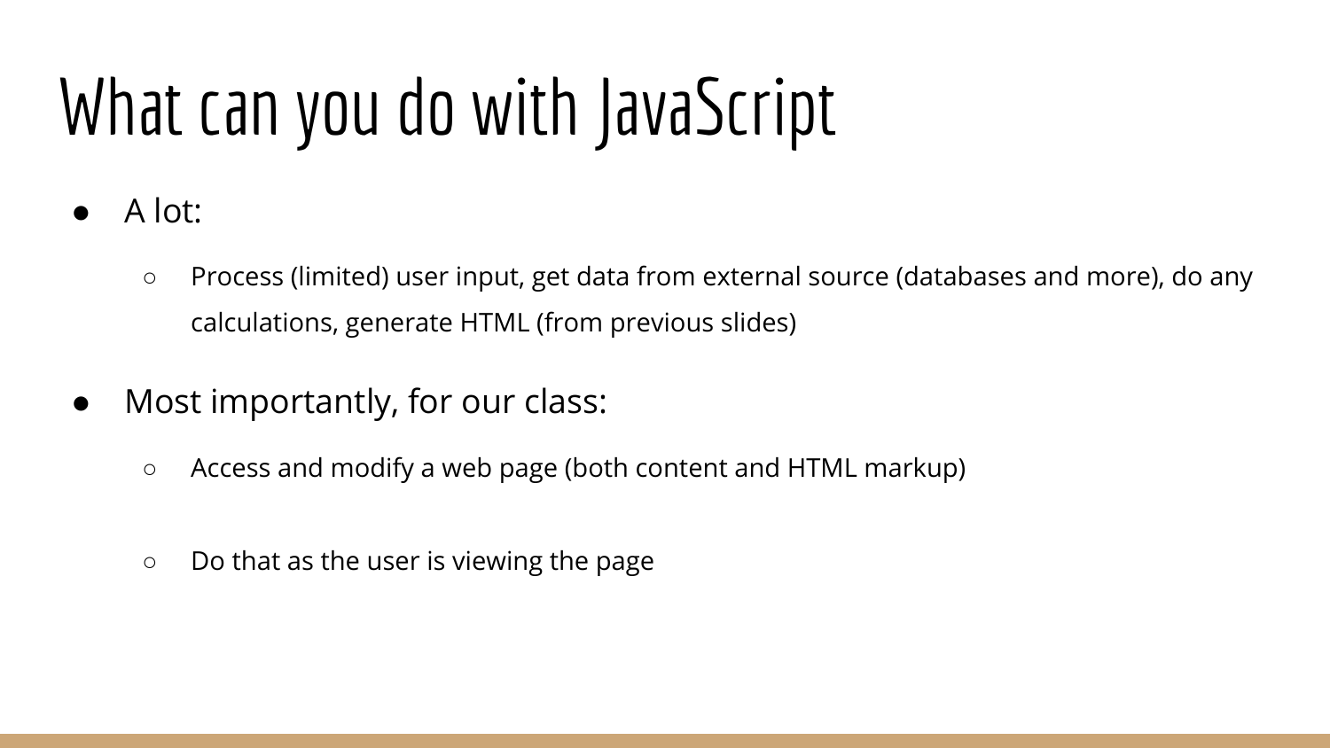# What can you do with JavaScript

- A lot:
  - Process (limited) user input, get data from external source (databases and more), do any calculations, generate HTML (from previous slides)
- Most importantly, for our class:
  - Access and modify a web page (both content and HTML markup)
  - Do that as the user is viewing the page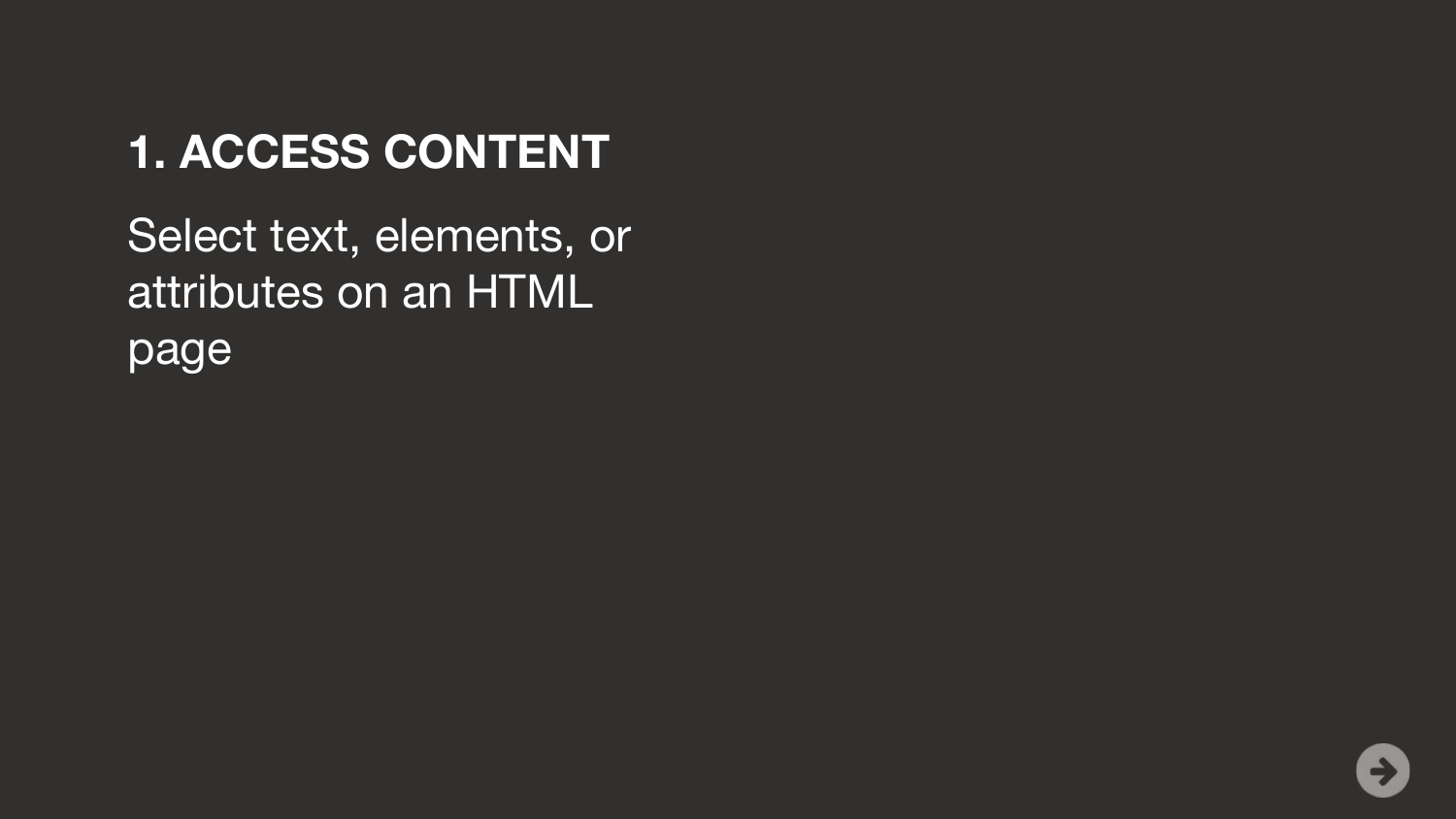## 1. ACCESS CONTENT

Select text, elements, or attributes on an HTML page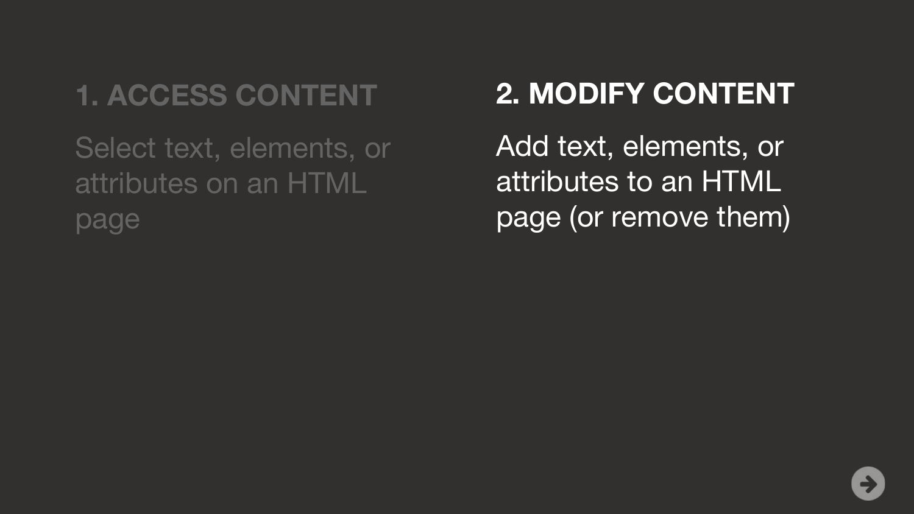## 1. ACCESS CONTENT

Select text, elements, or attributes on an HTML page

## 2. MODIFY CONTENT

Add text, elements, or attributes to an HTML page (or remove them)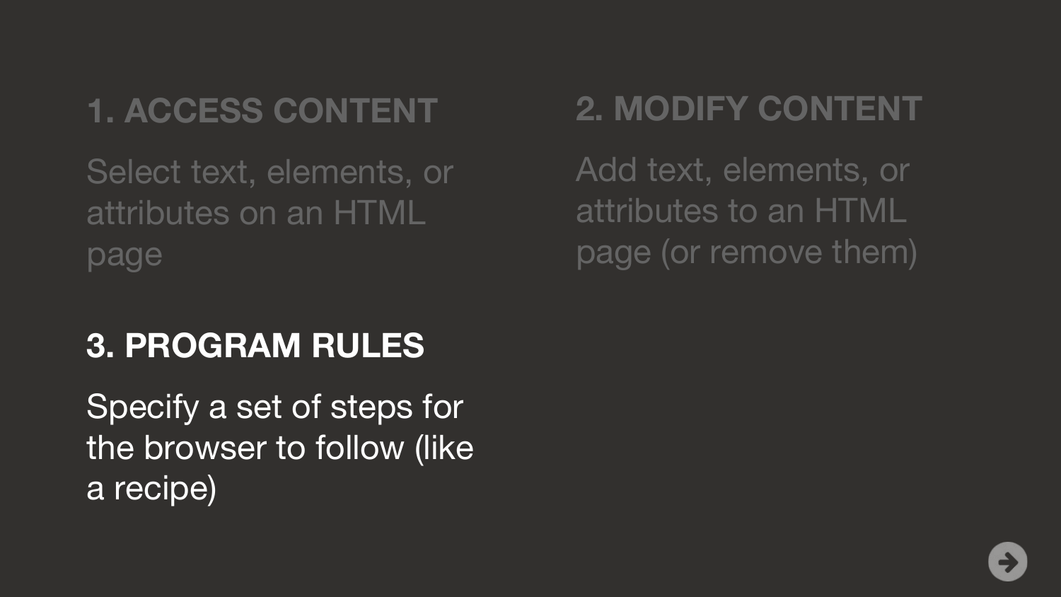## 1. ACCESS CONTENT

Select text, elements, or attributes on an HTML page

## 2. MODIFY CONTENT

Add text, elements, or attributes to an HTML page (or remove them)

## 3. PROGRAM RULES

Specify a set of steps for the browser to follow (like a recipe)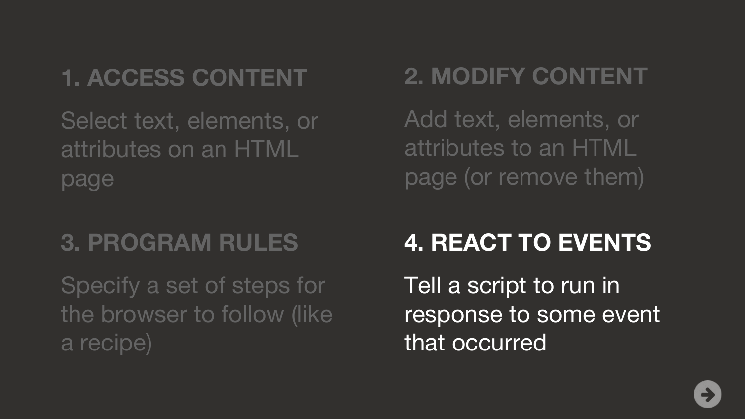## 1. ACCESS CONTENT

Select text, elements, or attributes on an HTML page

## 2. MODIFY CONTENT

Add text, elements, or attributes to an HTML page (or remove them)

## 3. PROGRAM RULES

Specify a set of steps for the browser to follow (like a recipe)

## 4. REACT TO EVENTS

Tell a script to run in response to some event that occurred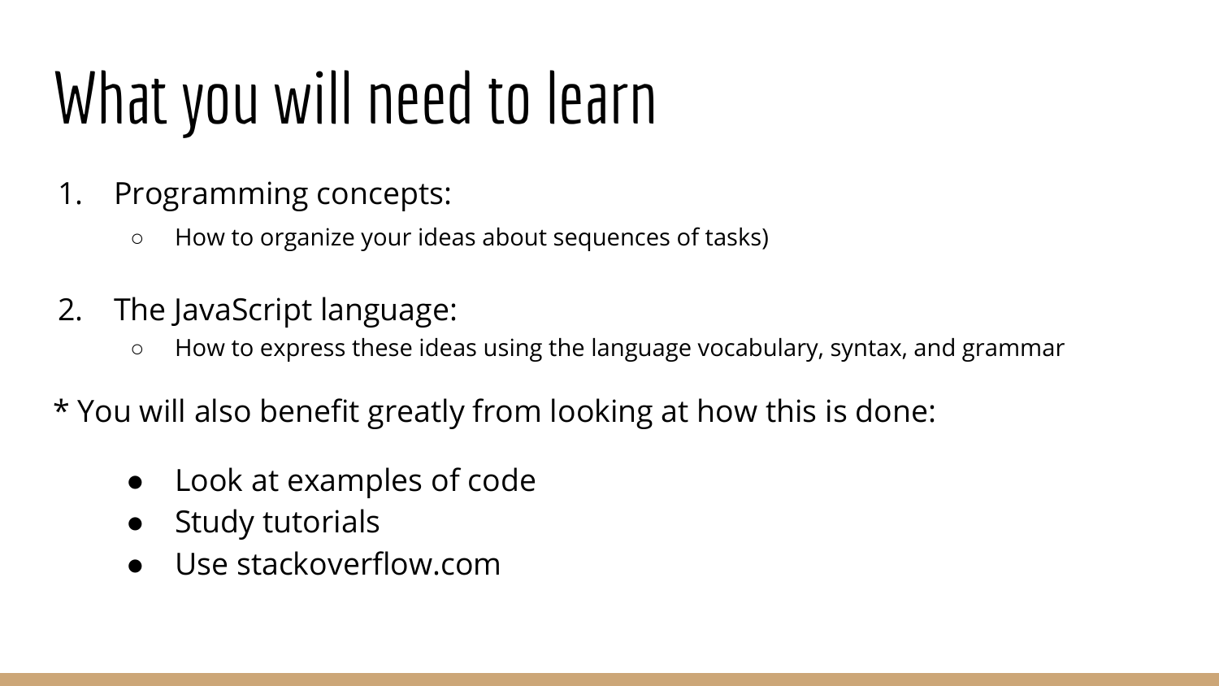# What you will need to learn

1. Programming concepts:
    - How to organize your ideas about sequences of tasks)
2. The JavaScript language:
    - How to express these ideas using the language vocabulary, syntax, and grammar

* You will also benefit greatly from looking at how this is done:

- Look at examples of code
- Study tutorials
- Use stackoverflow.com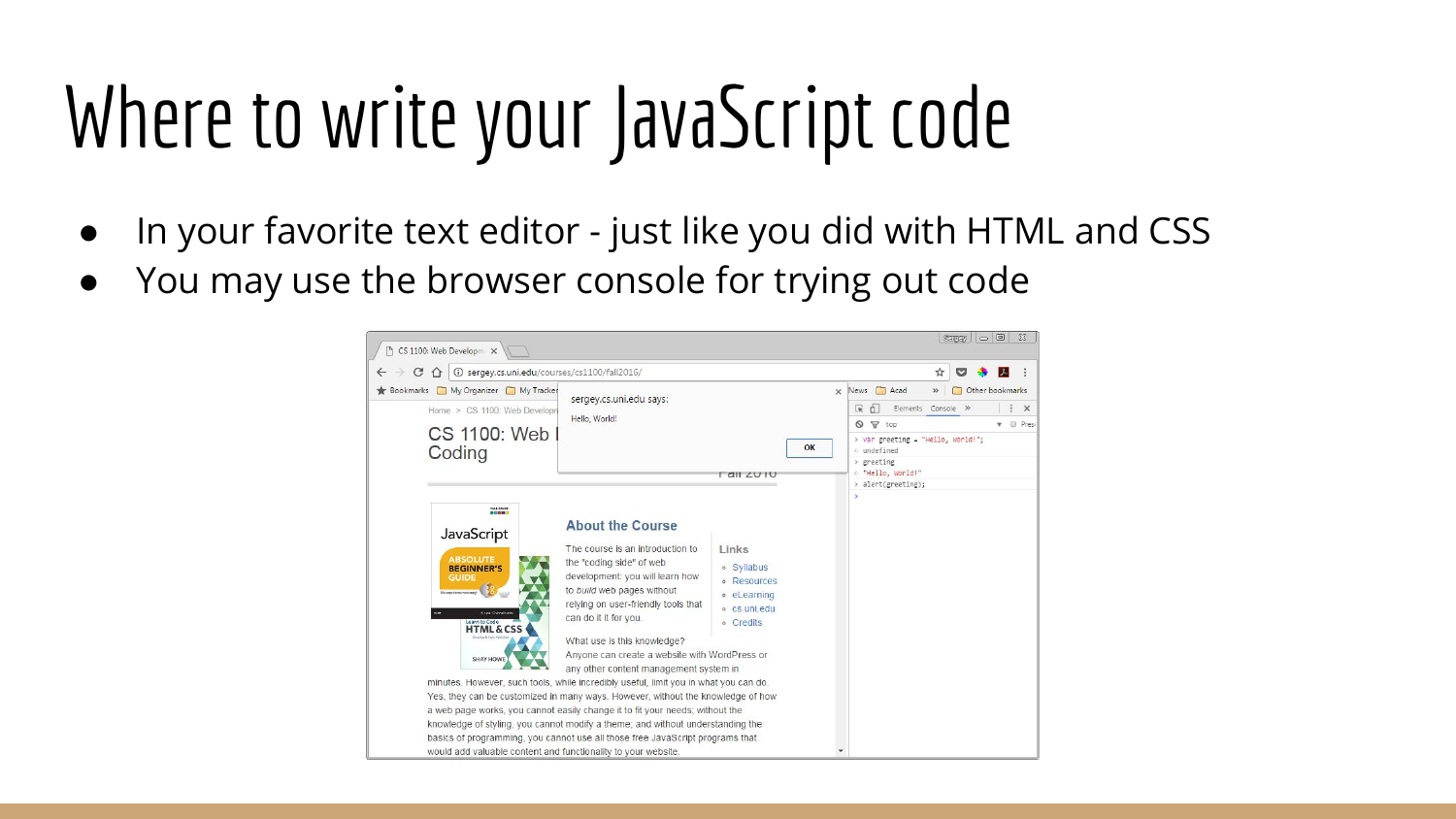# Where to write your JavaScript code

- In your favorite text editor - just like you did with HTML and CSS
- You may use the browser console for trying out code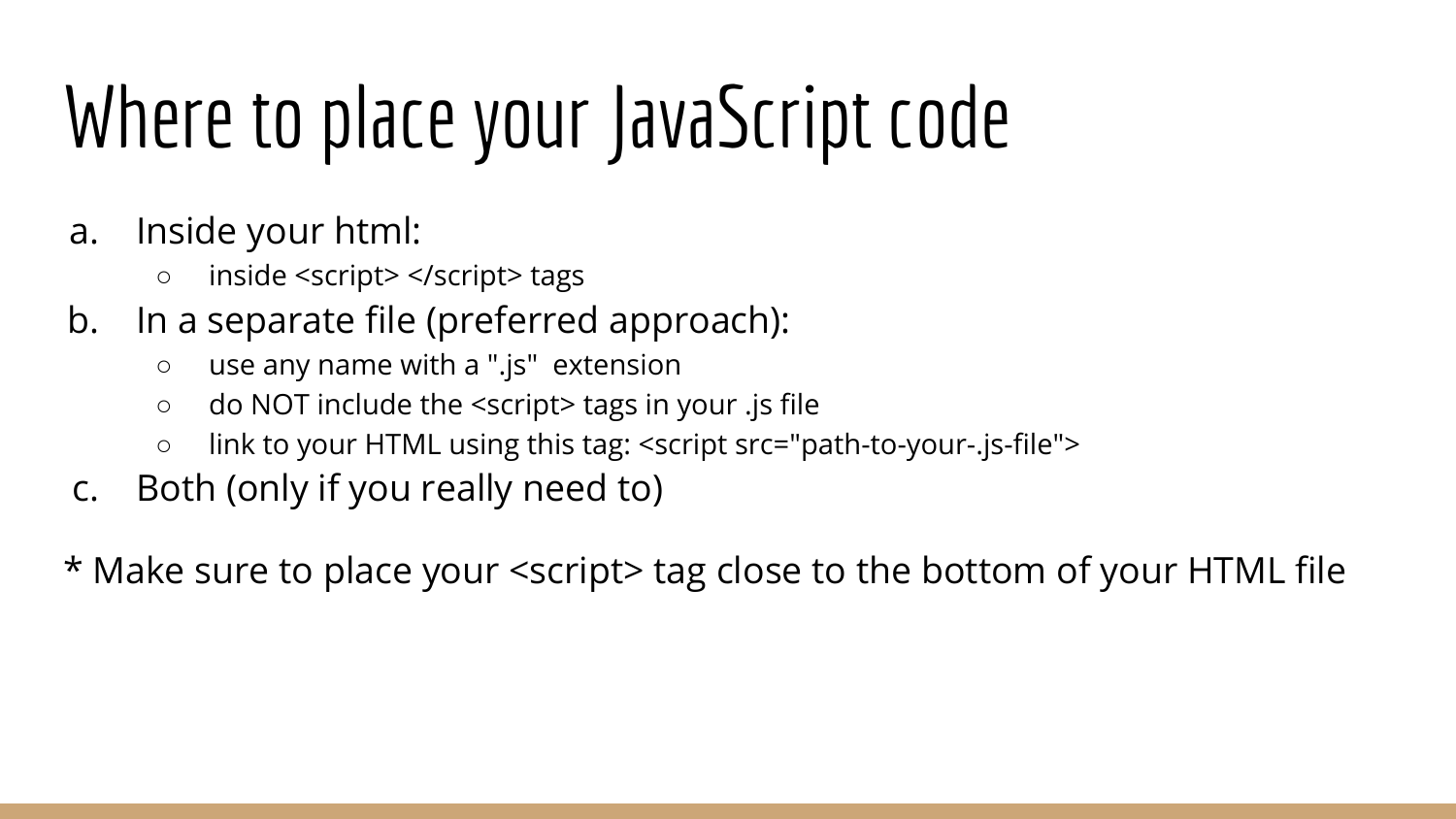# Where to place your JavaScript code

a. Inside your html:
   - inside <script> </script> tags
b. In a separate file (preferred approach):
   - use any name with a ".js"  extension
   - do NOT include the <script> tags in your .js file
   - link to your HTML using this tag: <script src="path-to-your-.js-file">
c. Both (only if you really need to)

* Make sure to place your <script> tag close to the bottom of your HTML file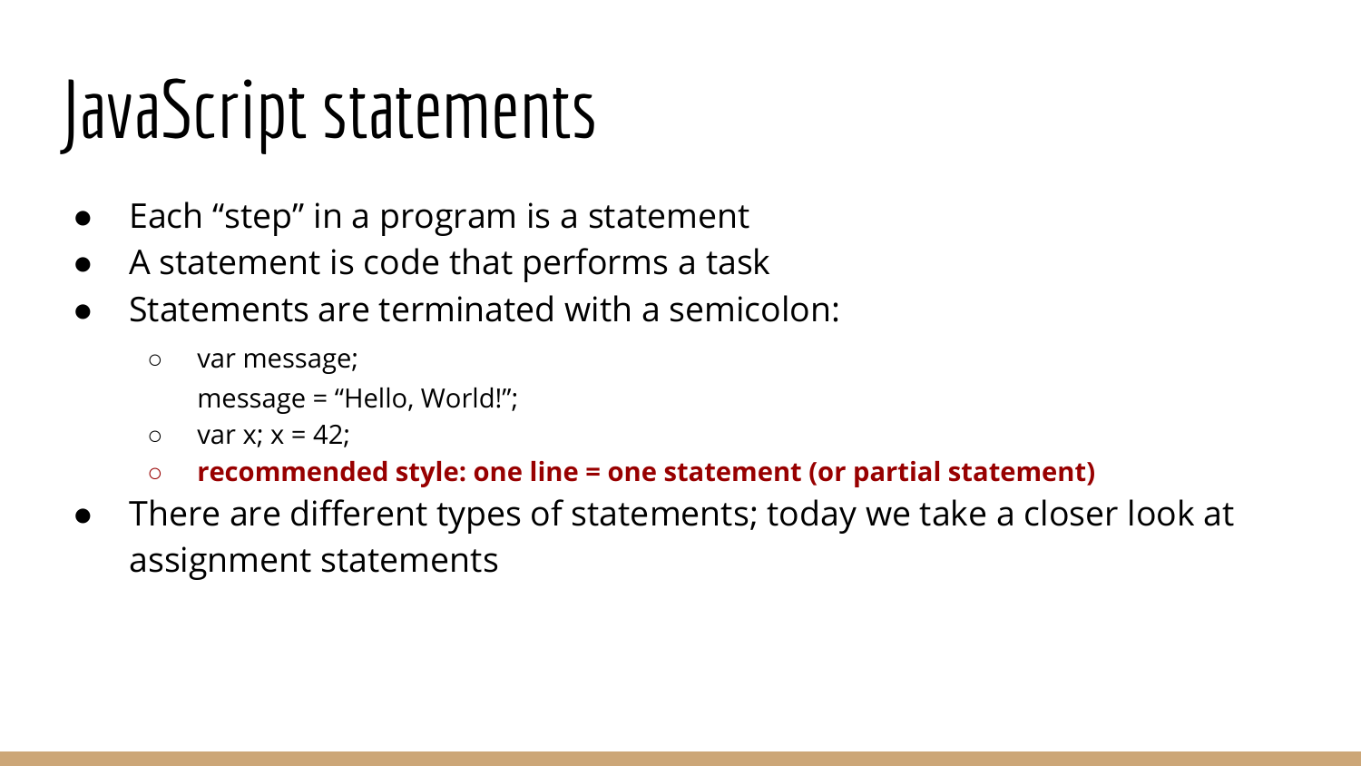# JavaScript statements

- Each "step" in a program is a statement
- A statement is code that performs a task
- Statements are terminated with a semicolon:
  - var message;
    message = "Hello, World!";
  - var x; x = 42;
  - **recommended style: one line = one statement (or partial statement)**
- There are different types of statements; today we take a closer look at assignment statements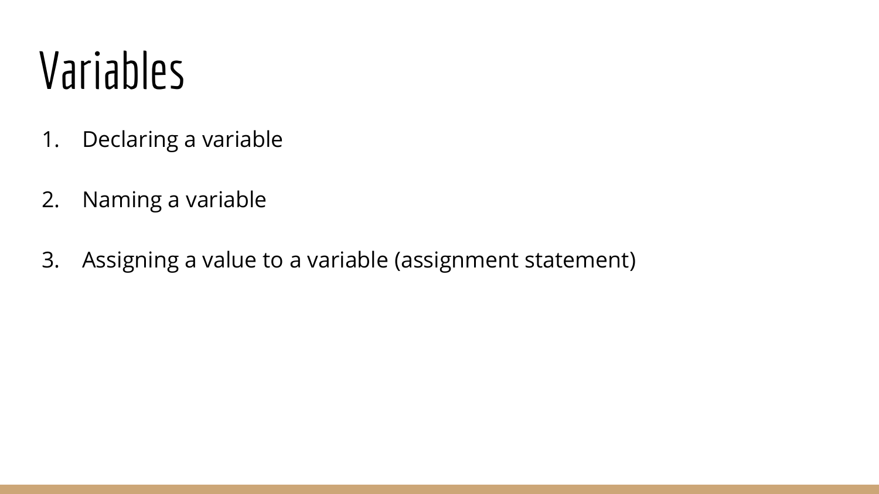# Variables

1. Declaring a variable

2. Naming a variable

3. Assigning a value to a variable (assignment statement)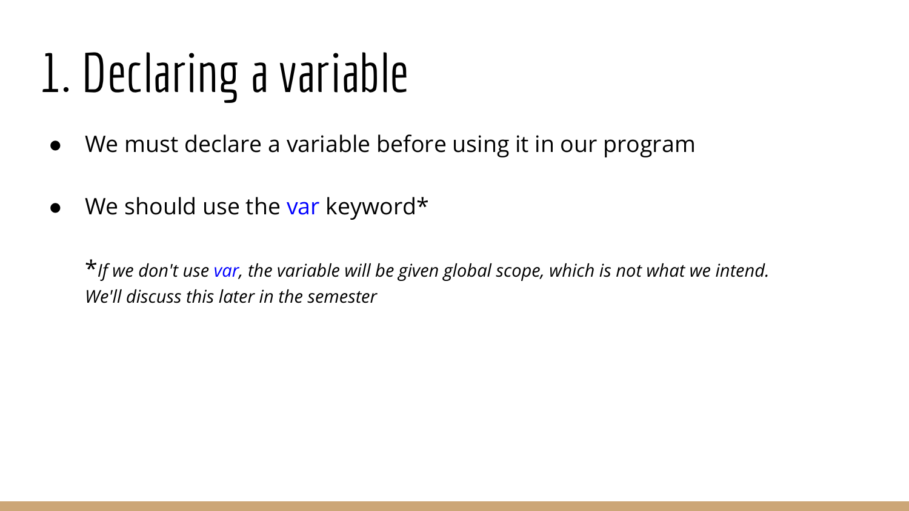# 1. Declaring a variable

- We must declare a variable before using it in our program
- We should use the var keyword*

*\*If we don't use var, the variable will be given global scope, which is not what we intend. We'll discuss this later in the semester*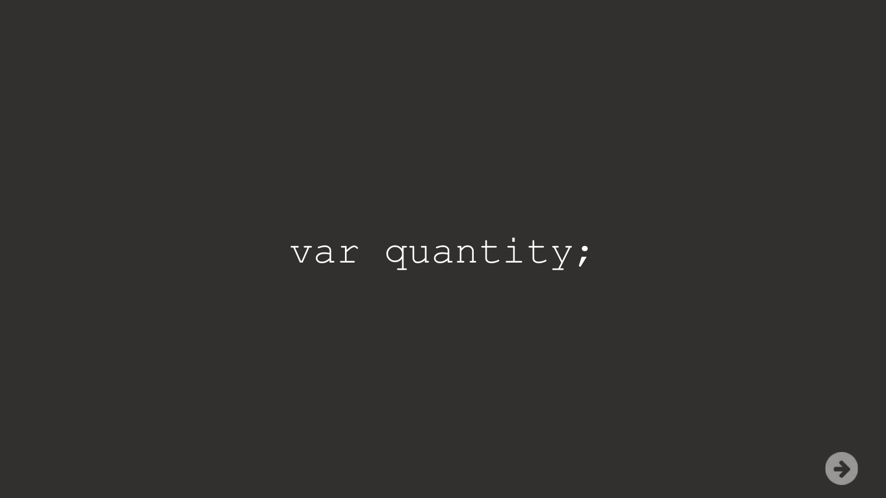```
var quantity;
```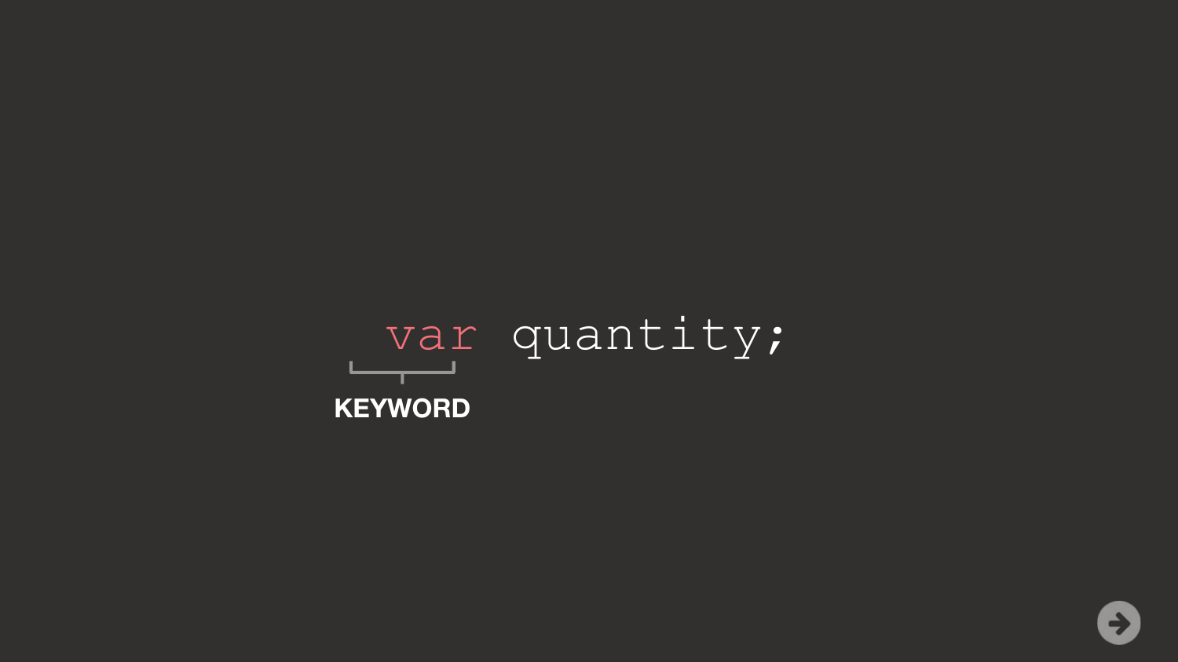```
var quantity;
```

**KEYWORD**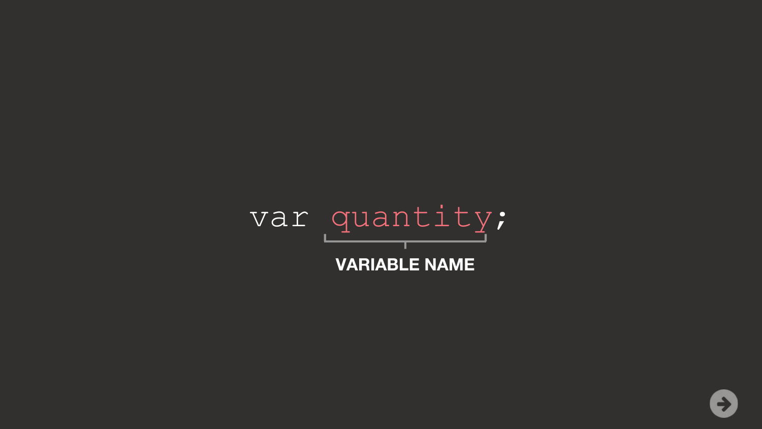```
var quantity;
```

VARIABLE NAME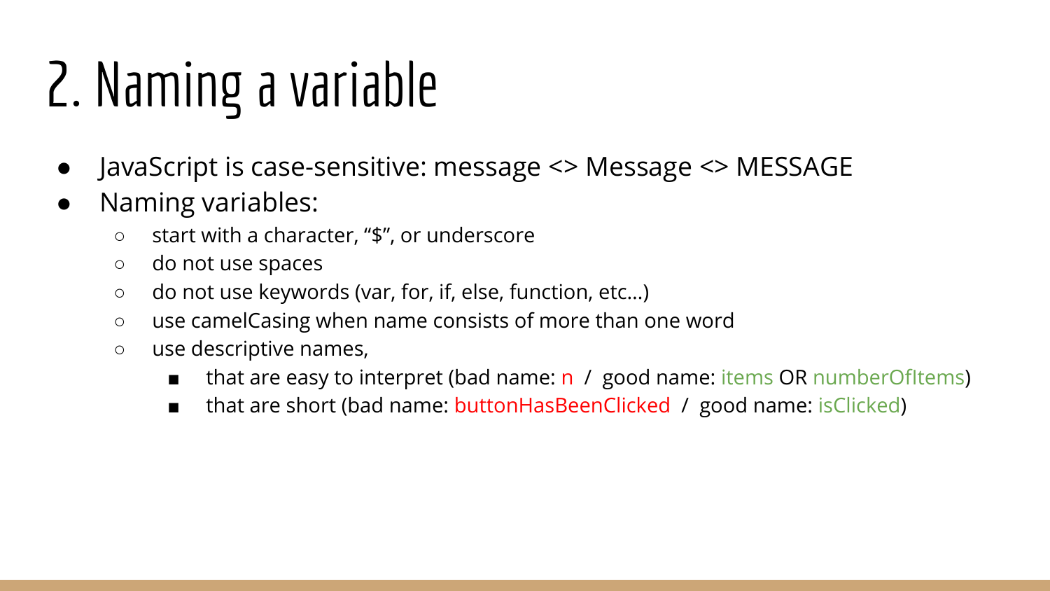# 2. Naming a variable

- JavaScript is case-sensitive: message <> Message <> MESSAGE
- Naming variables:
  - start with a character, "$", or underscore
  - do not use spaces
  - do not use keywords (var, for, if, else, function, etc...)
  - use camelCasing when name consists of more than one word
  - use descriptive names,
    - that are easy to interpret (bad name: n / good name: items OR numberOfItems)
    - that are short (bad name: buttonHasBeenClicked / good name: isClicked)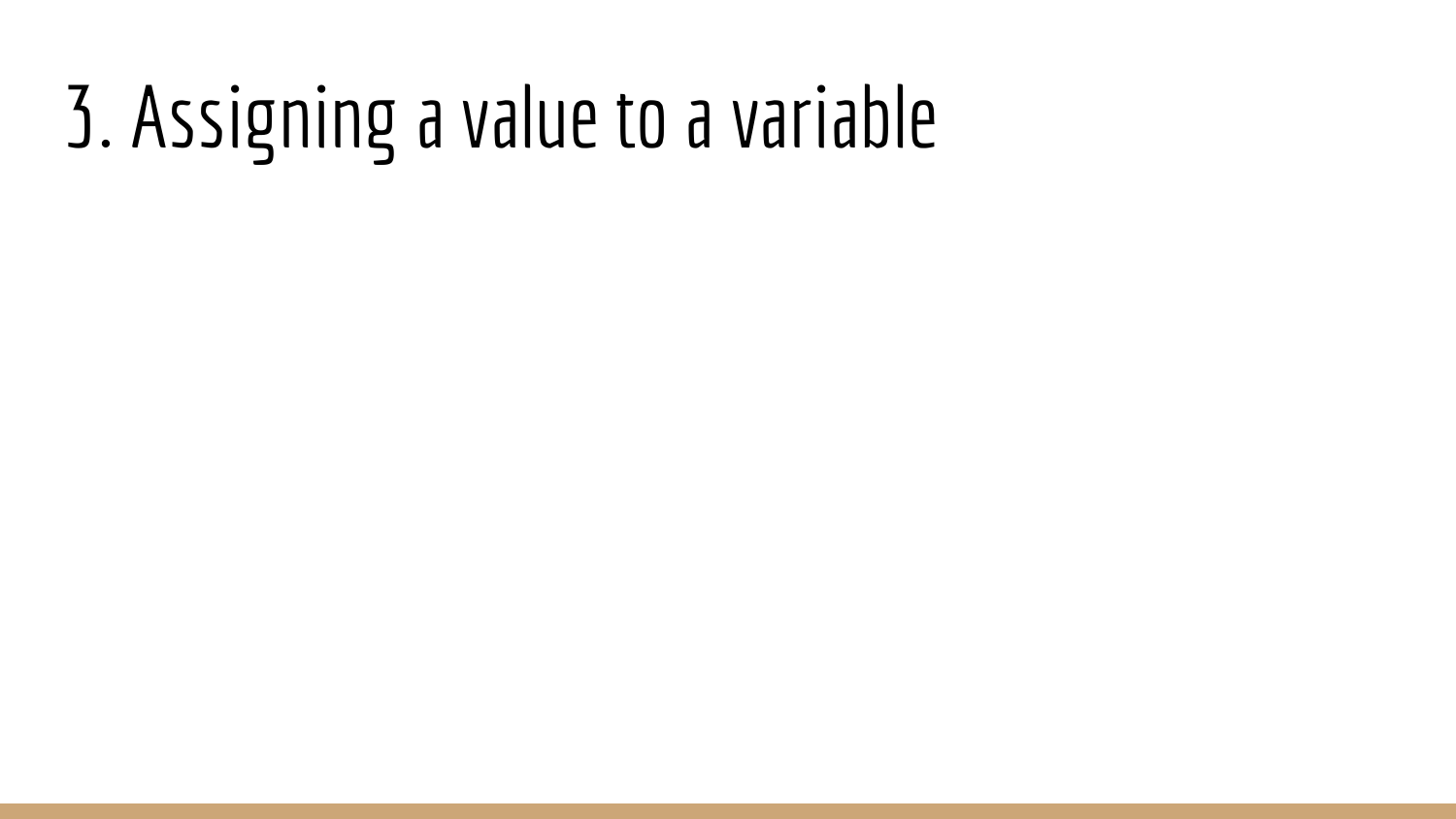# 3. Assigning a value to a variable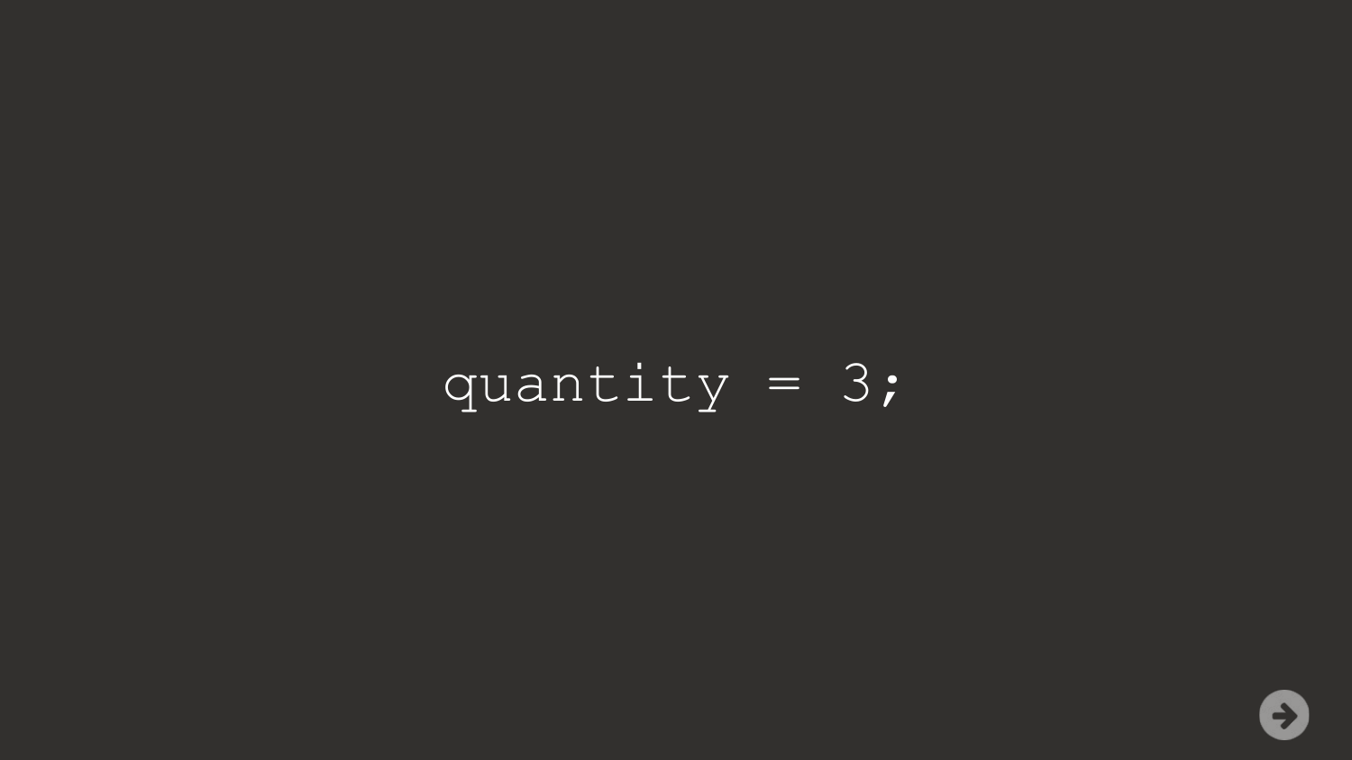```
quantity = 3;
```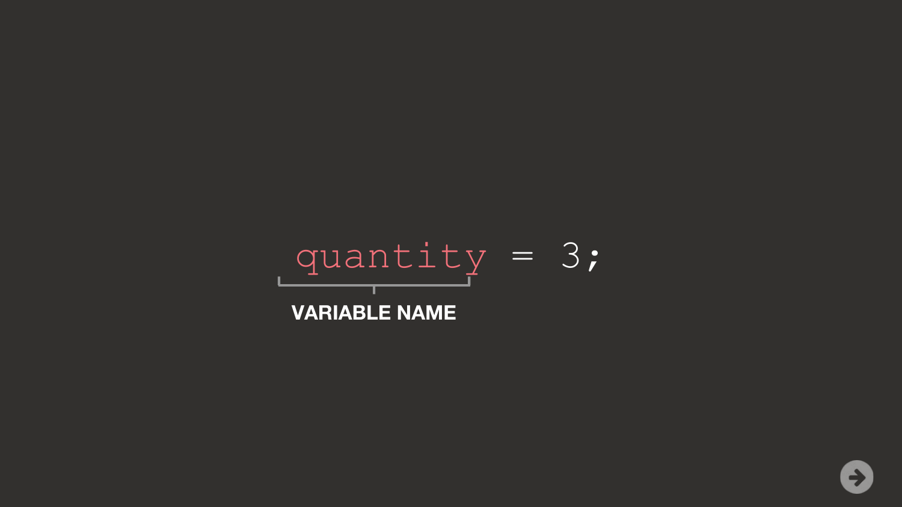```
quantity = 3;
```

**VARIABLE NAME**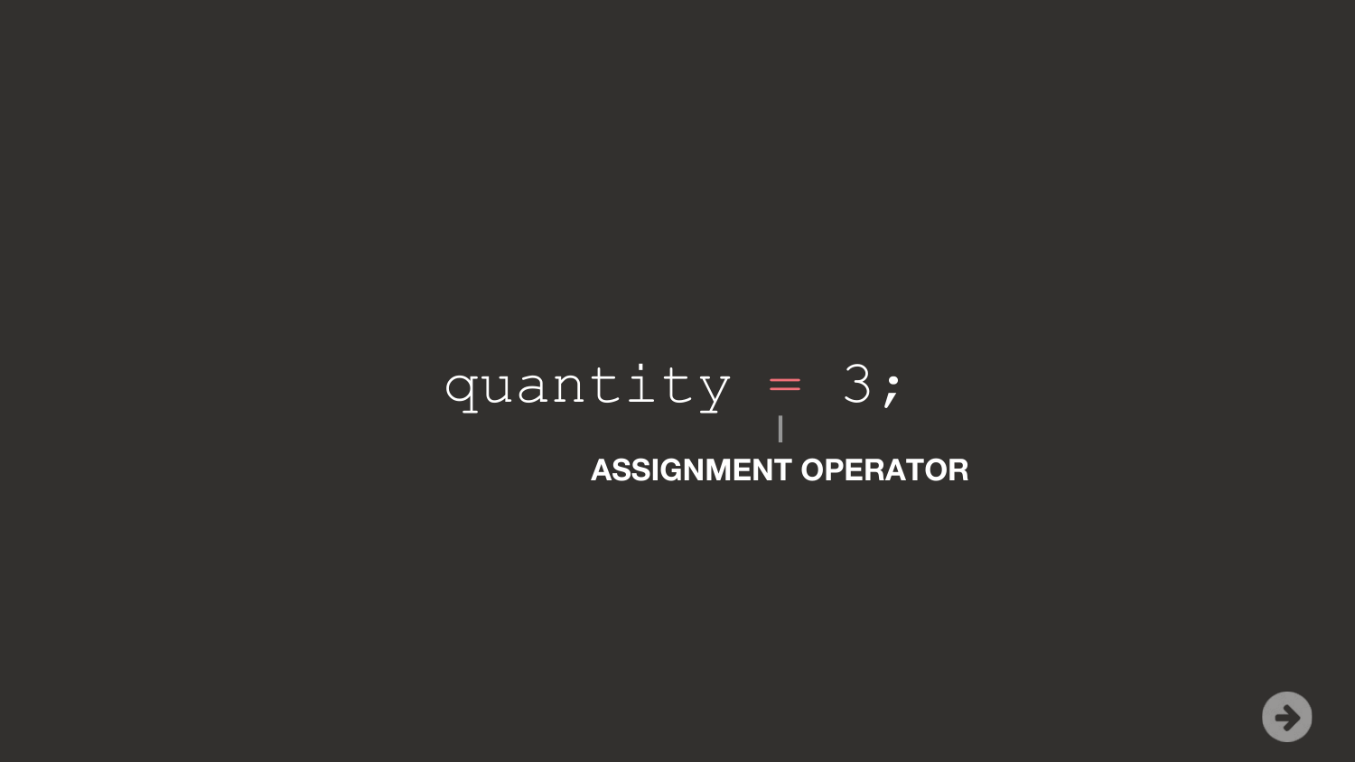```
quantity = 3;
```

**ASSIGNMENT OPERATOR**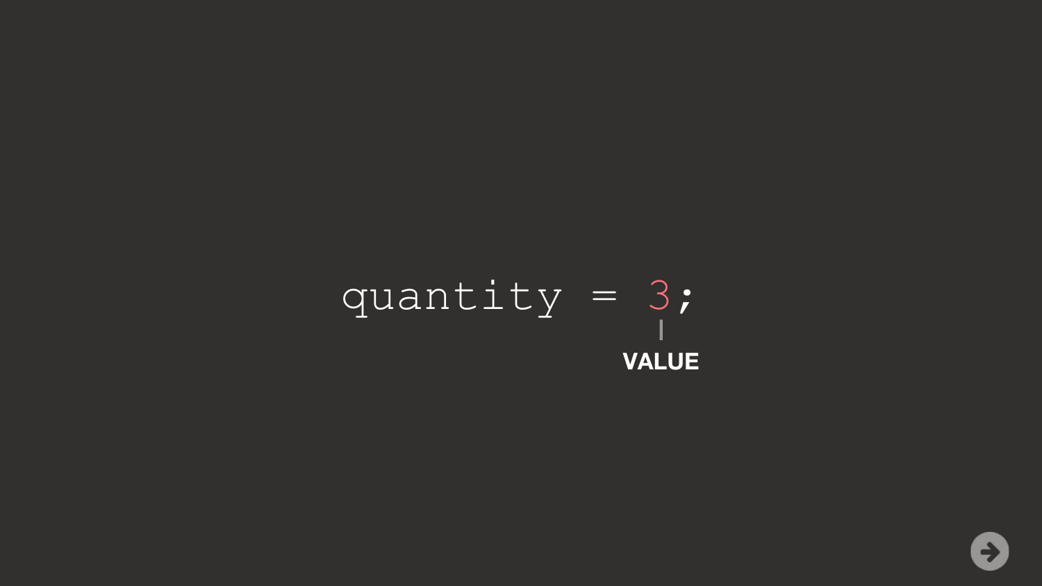```
quantity = 3;
```

VALUE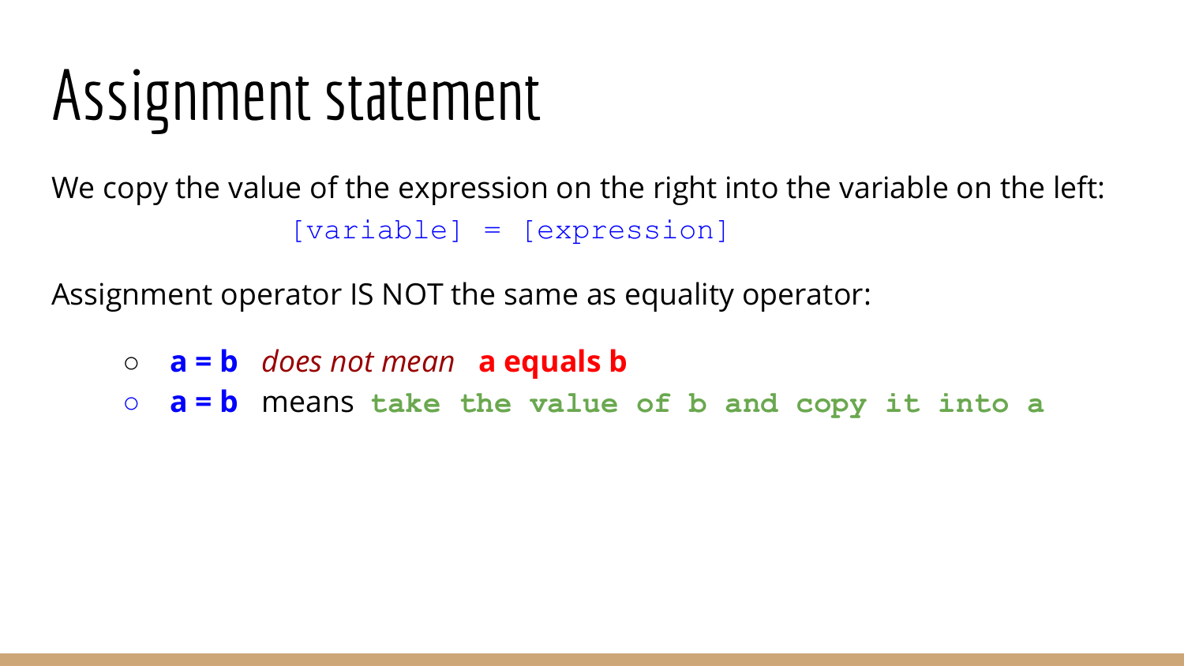# Assignment statement

We copy the value of the expression on the right into the variable on the left:

```
[variable] = [expression]
```

Assignment operator IS NOT the same as equality operator:

- **a = b** *does not mean* **a equals b**
- **a = b** means **`take the value of b and copy it into a`**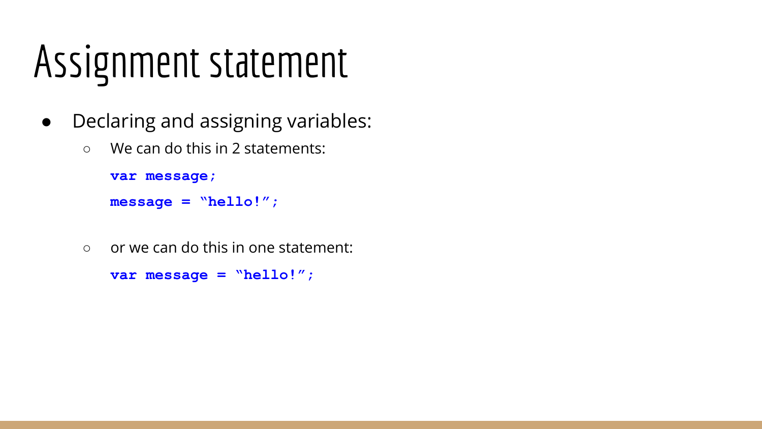# Assignment statement

- Declaring and assigning variables:
  - We can do this in 2 statements:

    ```
    var message;
    message = “hello!”;
    ```

  - or we can do this in one statement:

    ```
    var message = “hello!”;
    ```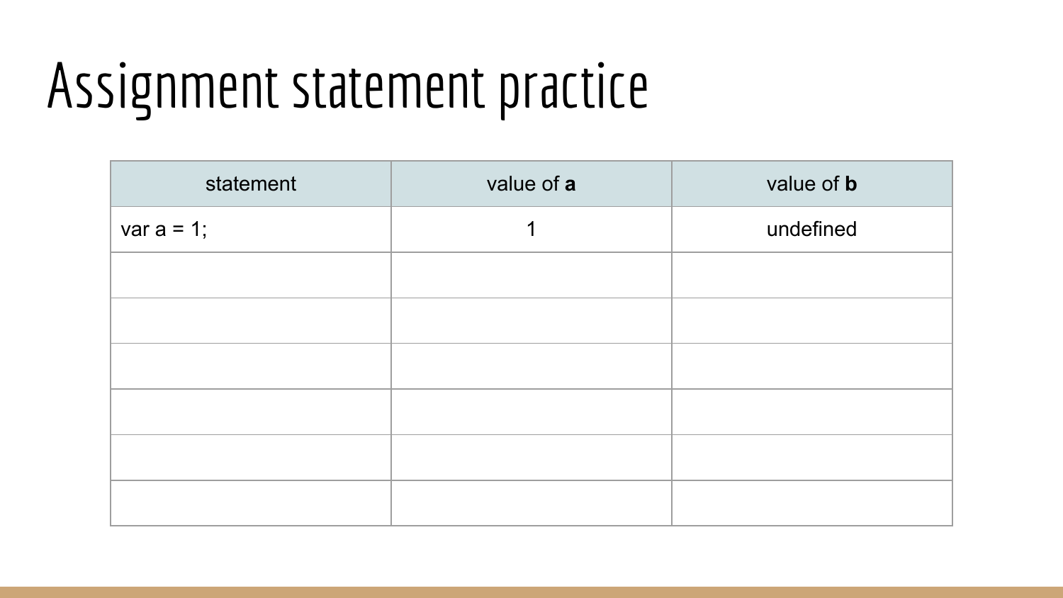# Assignment statement practice

| statement | value of **a** | value of **b** |
| --- | --- | --- |
| var a = 1; | 1 | undefined |
| | | |
| | | |
| | | |
| | | |
| | | |
| | | |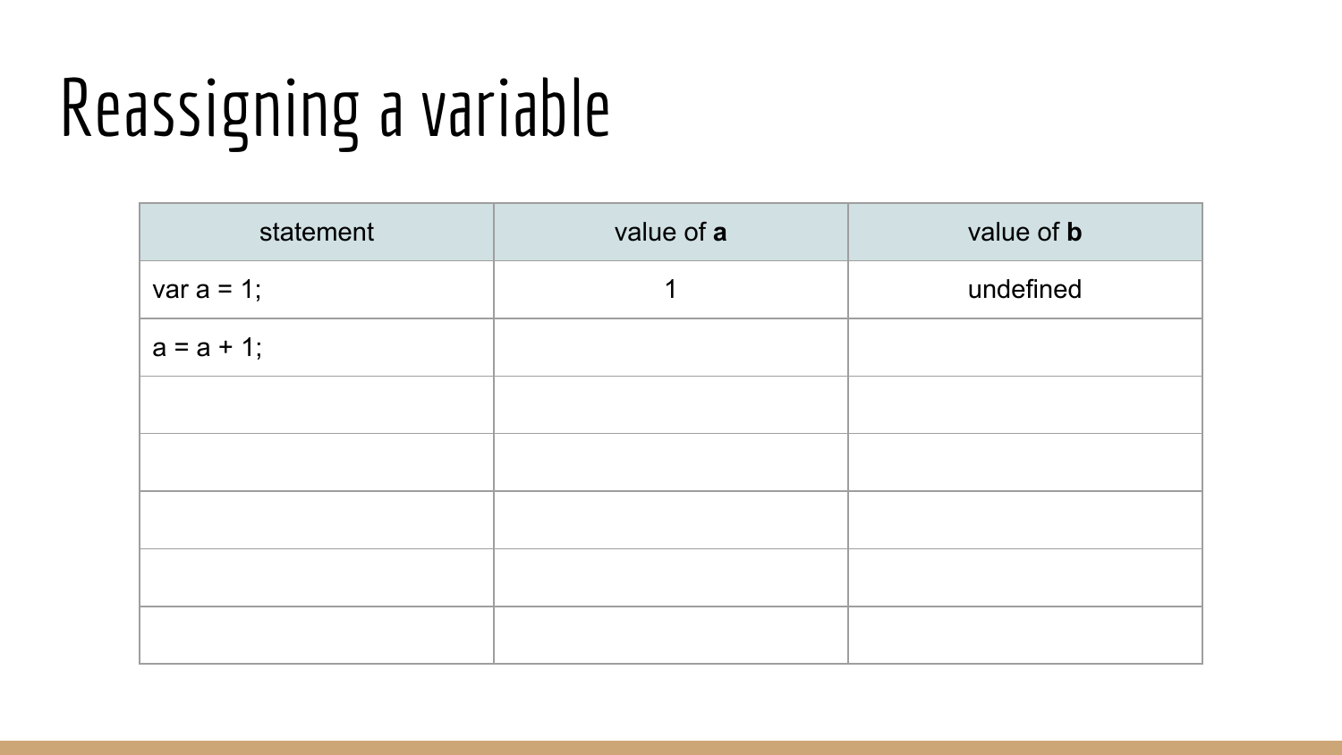# Reassigning a variable

| statement | value of **a** | value of **b** |
| --- | --- | --- |
| var a = 1; | 1 | undefined |
| a = a + 1; | | |
| | | |
| | | |
| | | |
| | | |
| | | |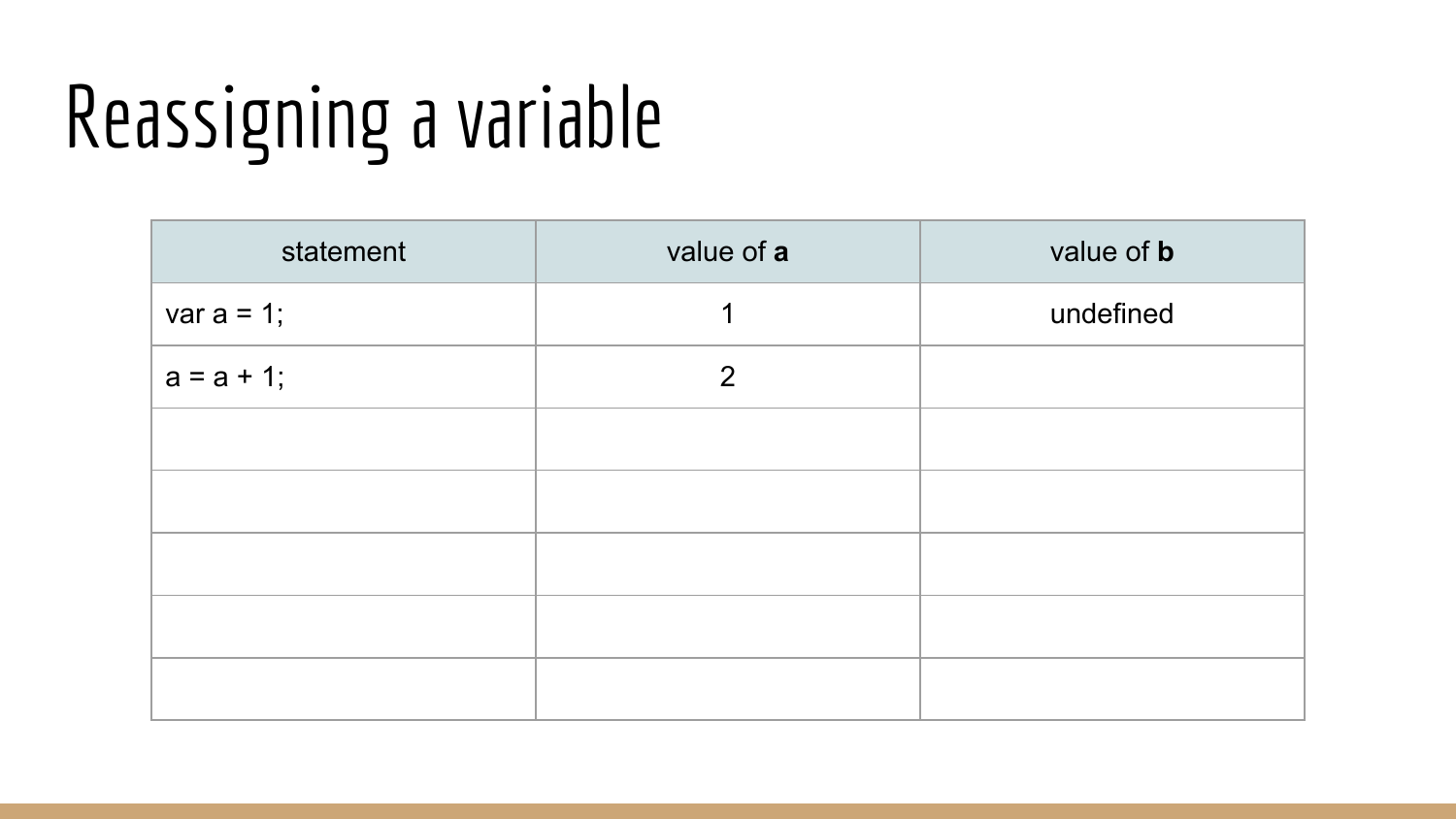# Reassigning a variable

| statement | value of **a** | value of **b** |
|---|---|---|
| var a = 1; | 1 | undefined |
| a = a + 1; | 2 | |
| | | |
| | | |
| | | |
| | | |
| | | |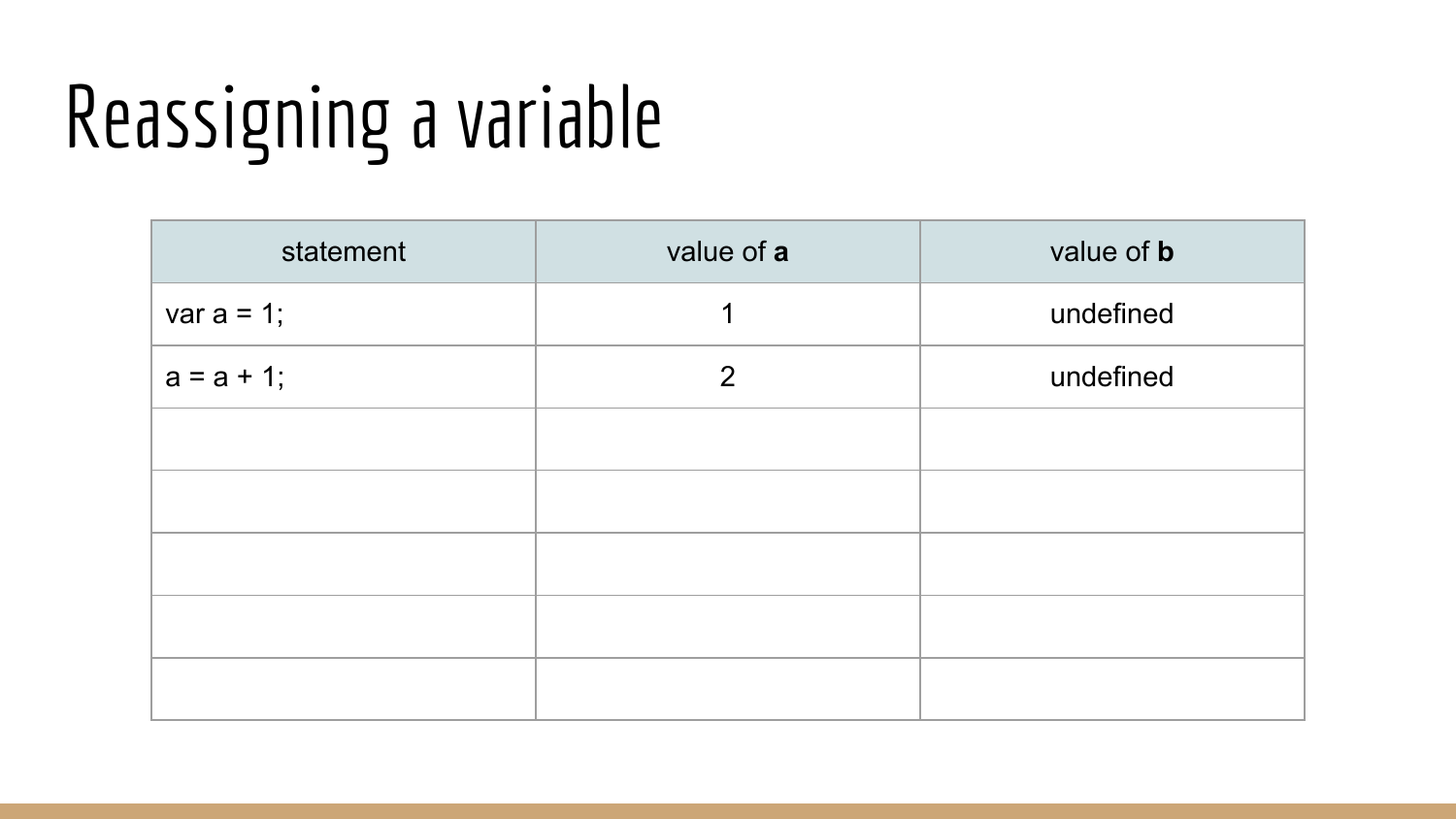# Reassigning a variable

| statement | value of **a** | value of **b** |
| --- | --- | --- |
| var a = 1; | 1 | undefined |
| a = a + 1; | 2 | undefined |
| | | |
| | | |
| | | |
| | | |
| | | |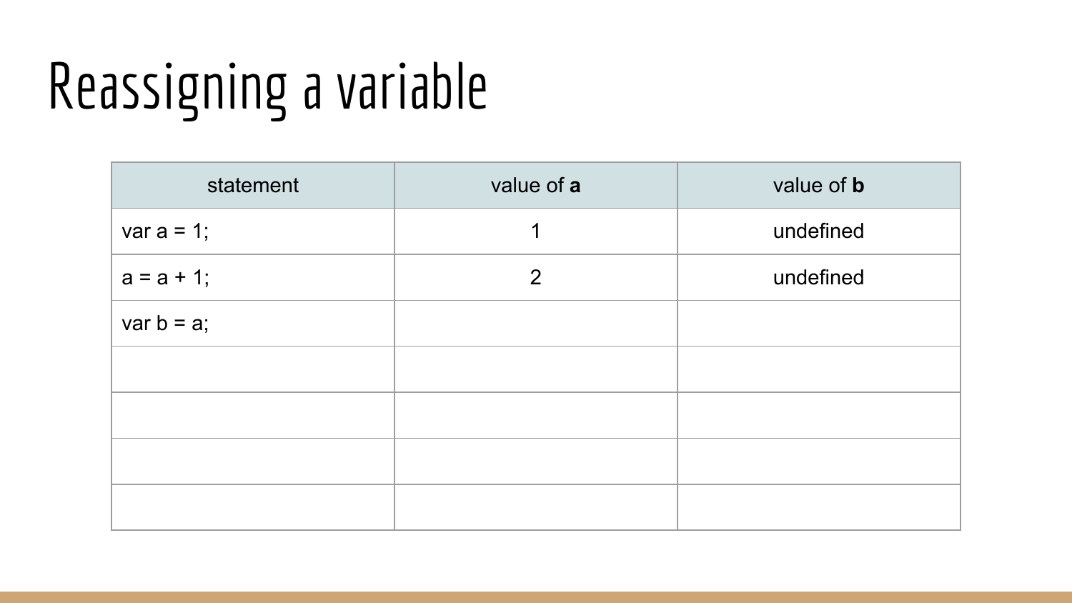# Reassigning a variable

| statement | value of **a** | value of **b** |
|---|---|---|
| var a = 1; | 1 | undefined |
| a = a + 1; | 2 | undefined |
| var b = a; | | |
| | | |
| | | |
| | | |
| | | |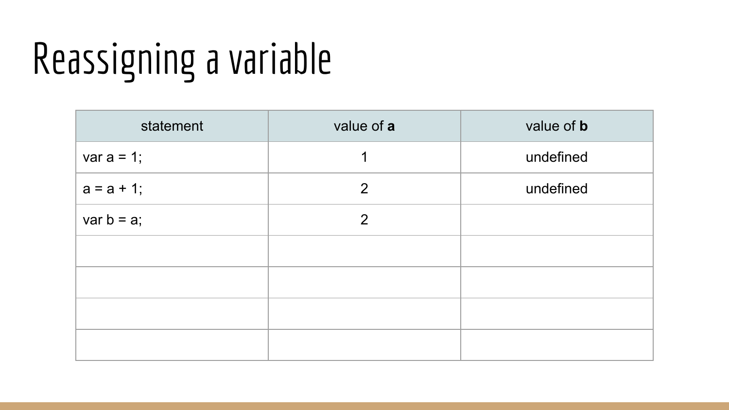# Reassigning a variable

| statement | value of **a** | value of **b** |
|---|---|---|
| var a = 1; | 1 | undefined |
| a = a + 1; | 2 | undefined |
| var b = a; | 2 | |
| | | |
| | | |
| | | |
| | | |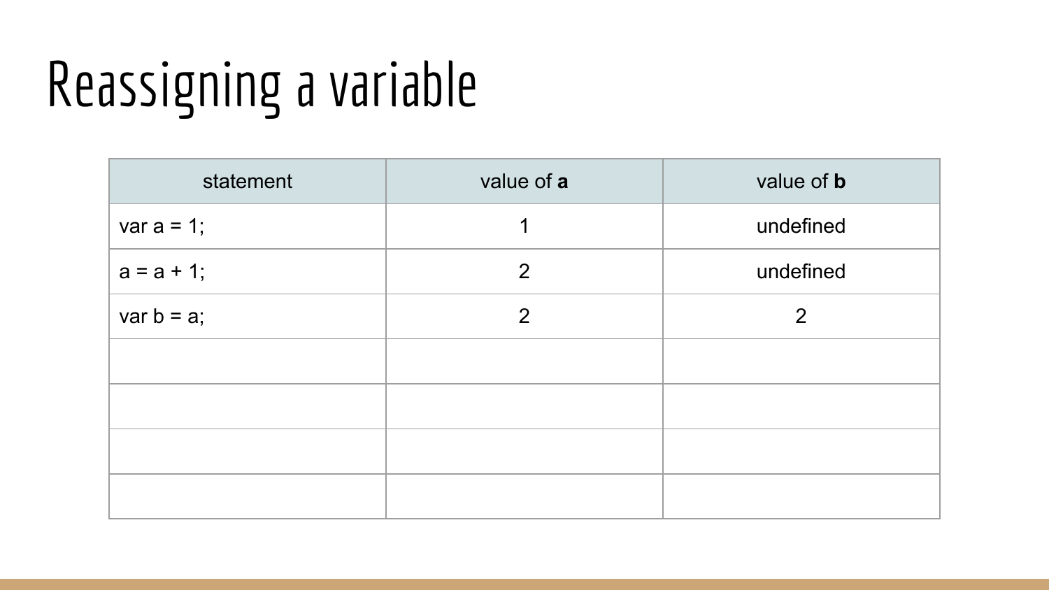# Reassigning a variable

| statement | value of **a** | value of **b** |
|---|---|---|
| var a = 1; | 1 | undefined |
| a = a + 1; | 2 | undefined |
| var b = a; | 2 | 2 |
| | | |
| | | |
| | | |
| | | |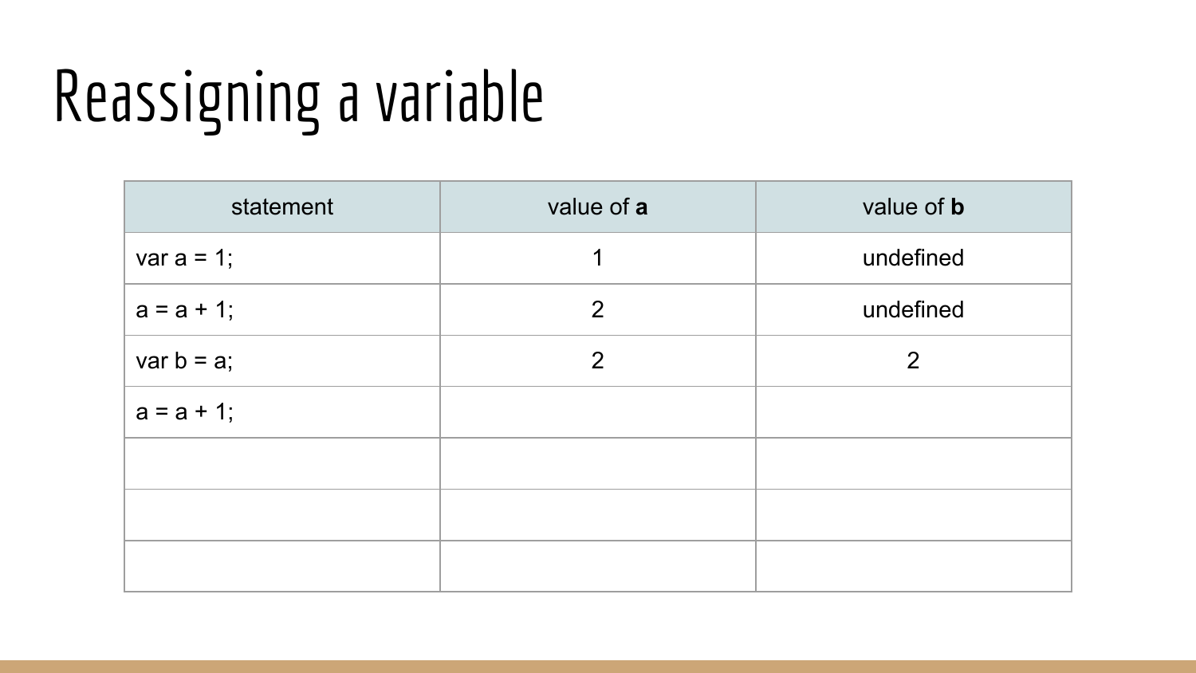# Reassigning a variable

| statement | value of **a** | value of **b** |
|---|---|---|
| var a = 1; | 1 | undefined |
| a = a + 1; | 2 | undefined |
| var b = a; | 2 | 2 |
| a = a + 1; | | |
| | | |
| | | |
| | | |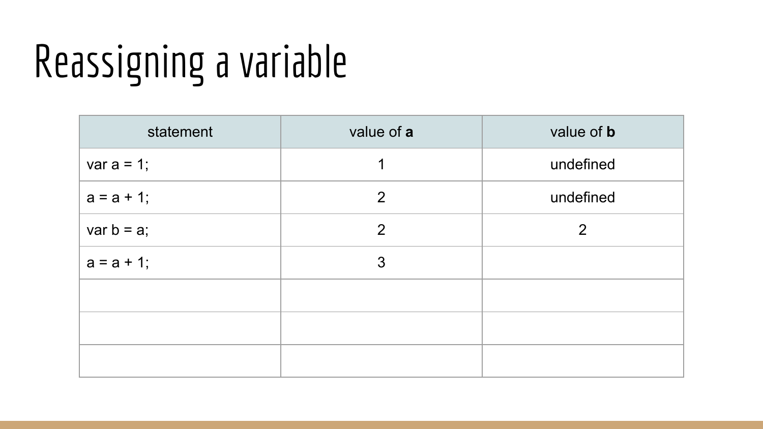# Reassigning a variable

| statement | value of **a** | value of **b** |
|---|---|---|
| var a = 1; | 1 | undefined |
| a = a + 1; | 2 | undefined |
| var b = a; | 2 | 2 |
| a = a + 1; | 3 | |
| | | |
| | | |
| | | |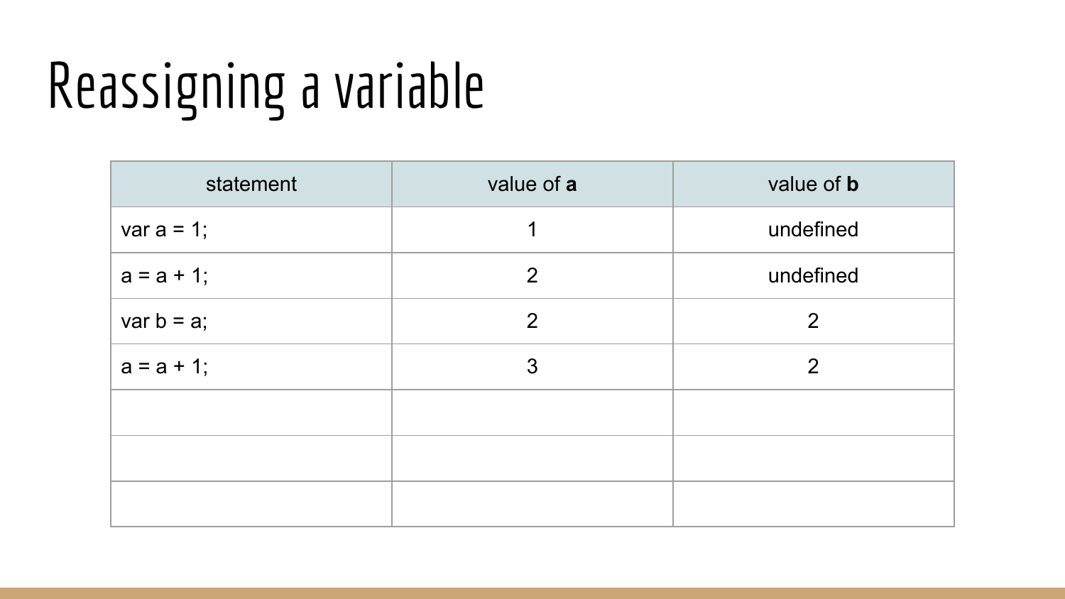# Reassigning a variable

| statement | value of **a** | value of **b** |
|---|---|---|
| var a = 1; | 1 | undefined |
| a = a + 1; | 2 | undefined |
| var b = a; | 2 | 2 |
| a = a + 1; | 3 | 2 |
| | | |
| | | |
| | | |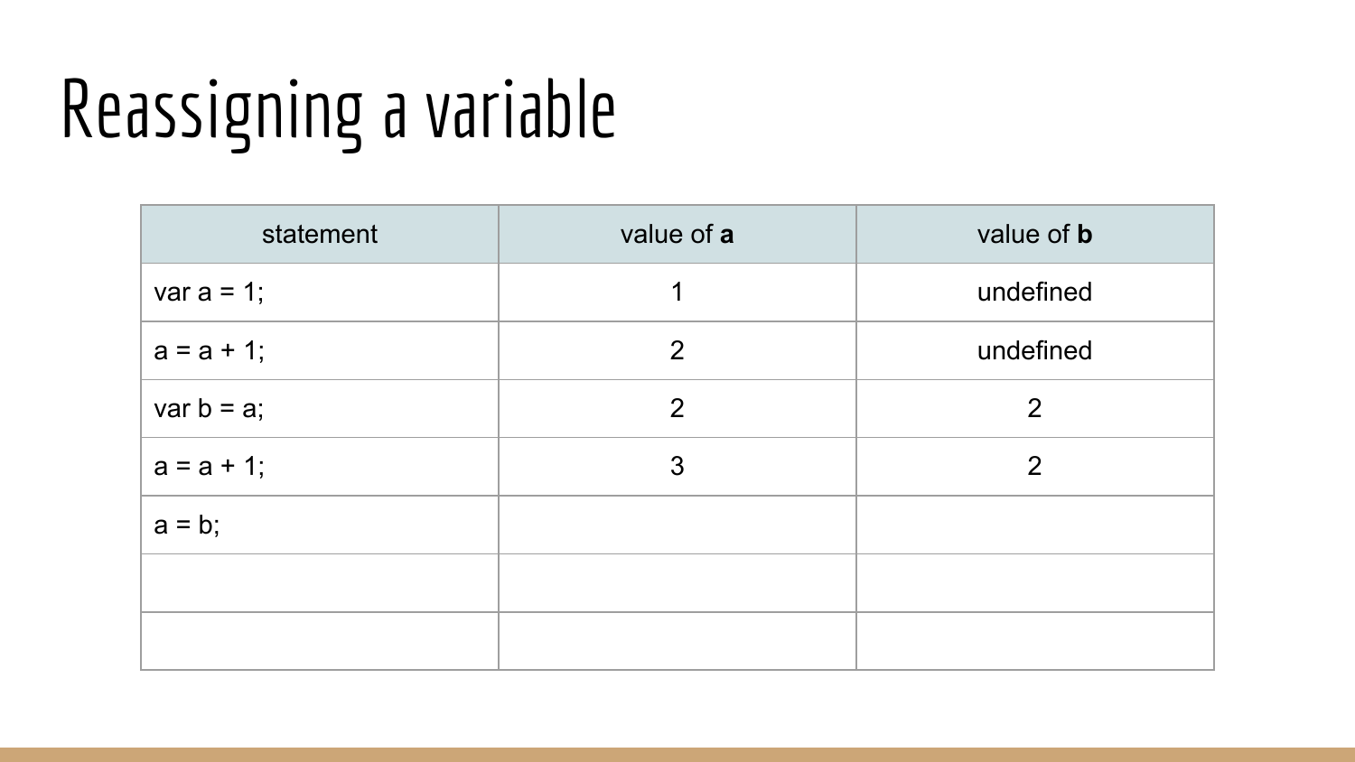# Reassigning a variable

| statement | value of **a** | value of **b** |
|---|---|---|
| var a = 1; | 1 | undefined |
| a = a + 1; | 2 | undefined |
| var b = a; | 2 | 2 |
| a = a + 1; | 3 | 2 |
| a = b; | | |
| | | |
| | | |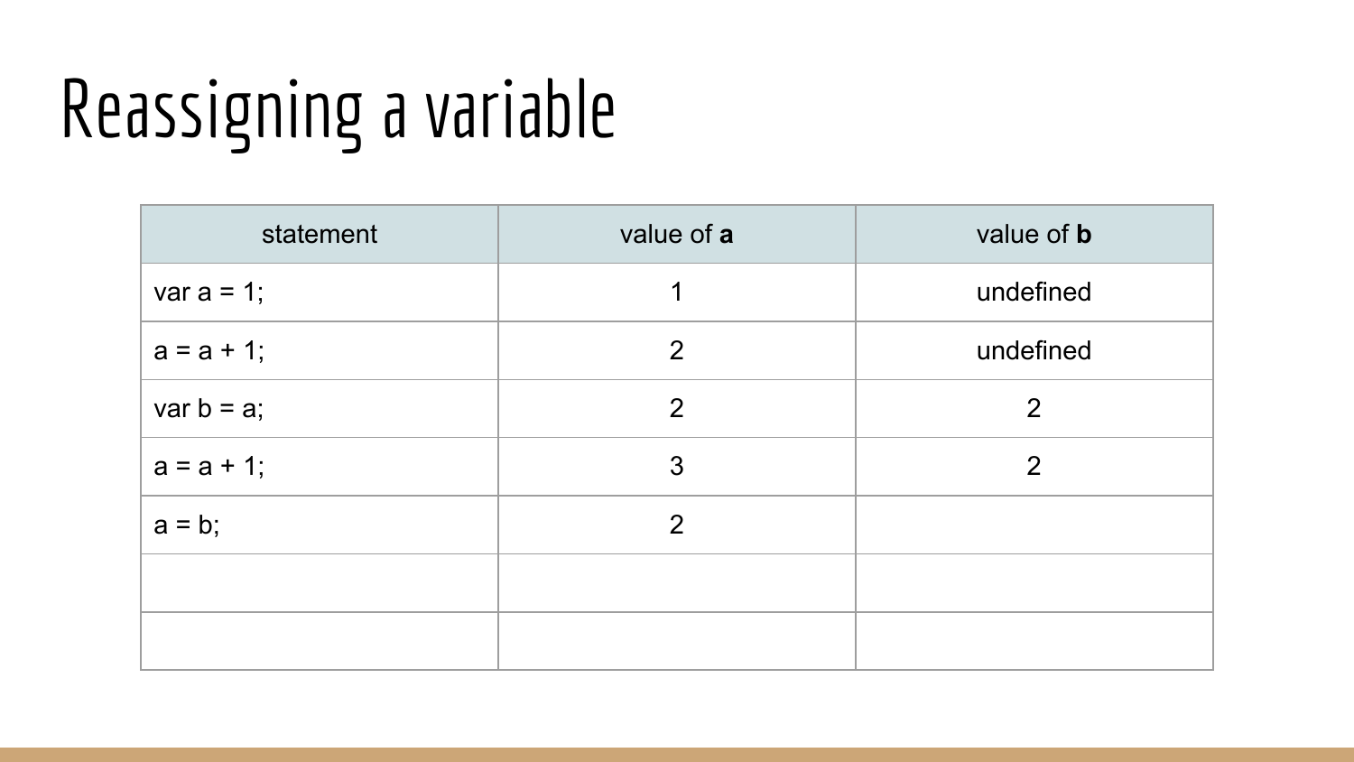# Reassigning a variable

| statement | value of **a** | value of **b** |
| --- | --- | --- |
| var a = 1; | 1 | undefined |
| a = a + 1; | 2 | undefined |
| var b = a; | 2 | 2 |
| a = a + 1; | 3 | 2 |
| a = b; | 2 | |
| | | |
| | | |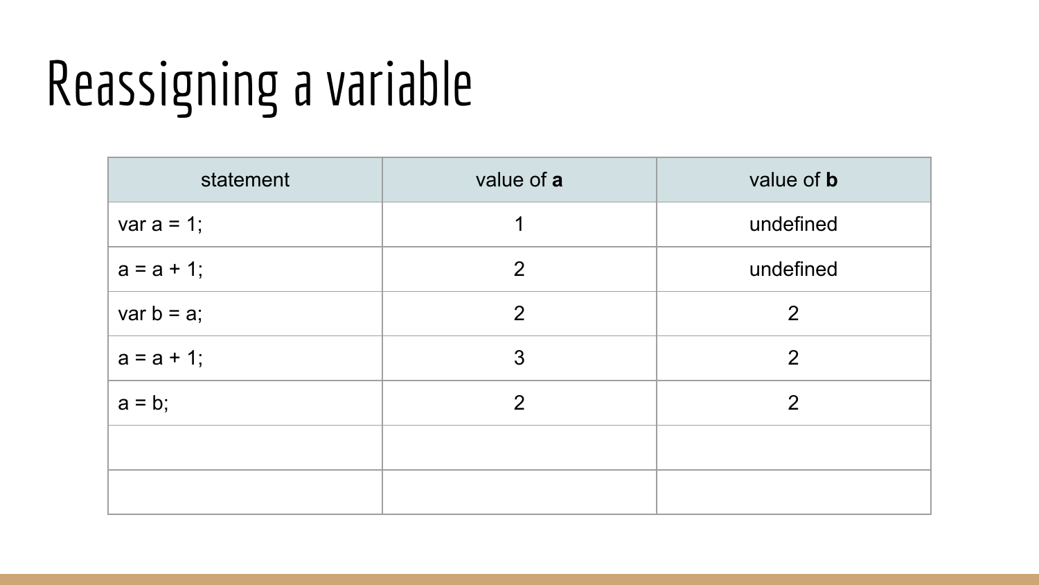# Reassigning a variable

| statement | value of **a** | value of **b** |
| --- | --- | --- |
| var a = 1; | 1 | undefined |
| a = a + 1; | 2 | undefined |
| var b = a; | 2 | 2 |
| a = a + 1; | 3 | 2 |
| a = b; | 2 | 2 |
| | | |
| | | |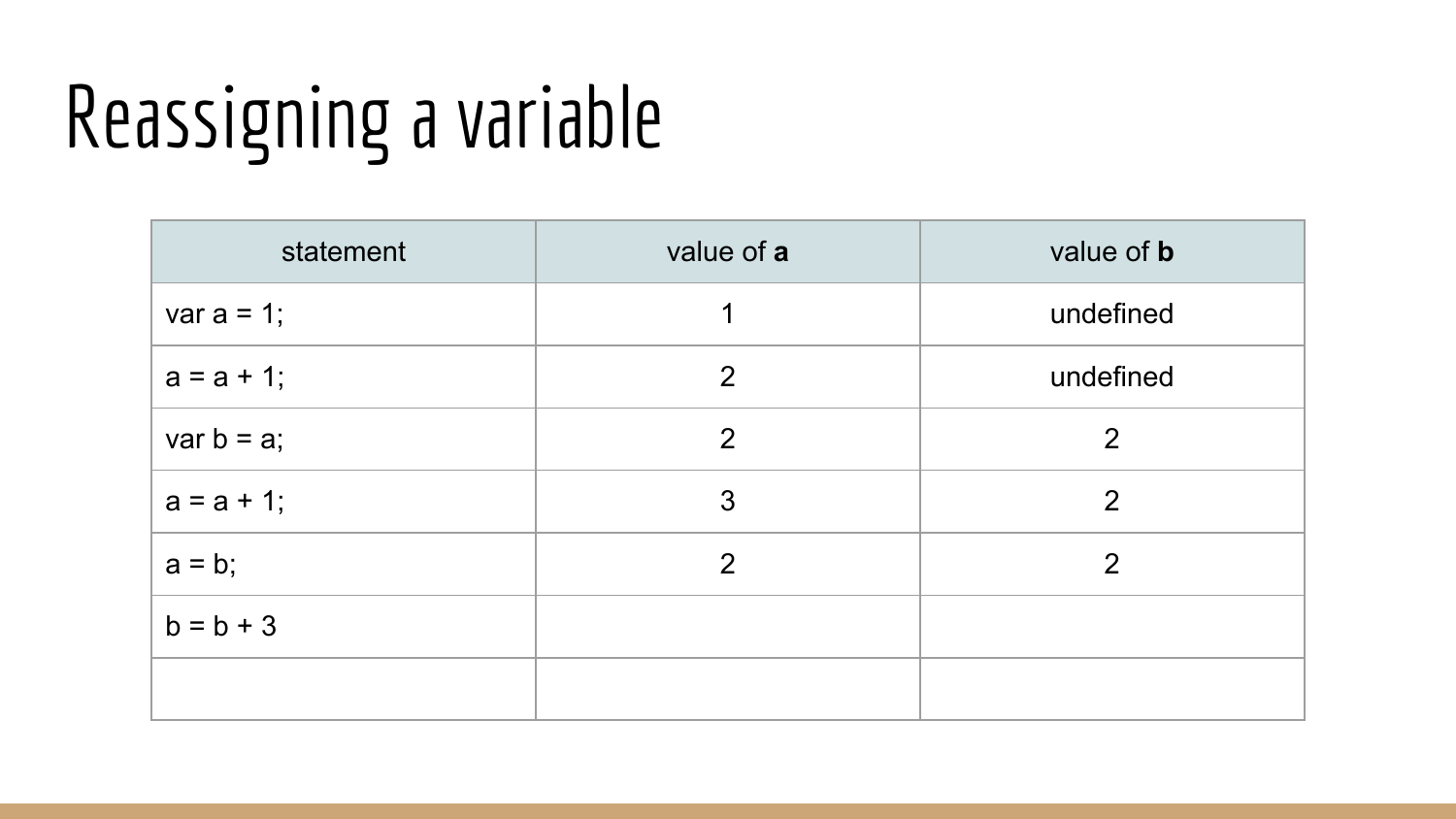# Reassigning a variable

| statement | value of **a** | value of **b** |
|---|---|---|
| var a = 1; | 1 | undefined |
| a = a + 1; | 2 | undefined |
| var b = a; | 2 | 2 |
| a = a + 1; | 3 | 2 |
| a = b; | 2 | 2 |
| b = b + 3 | | |
| | | |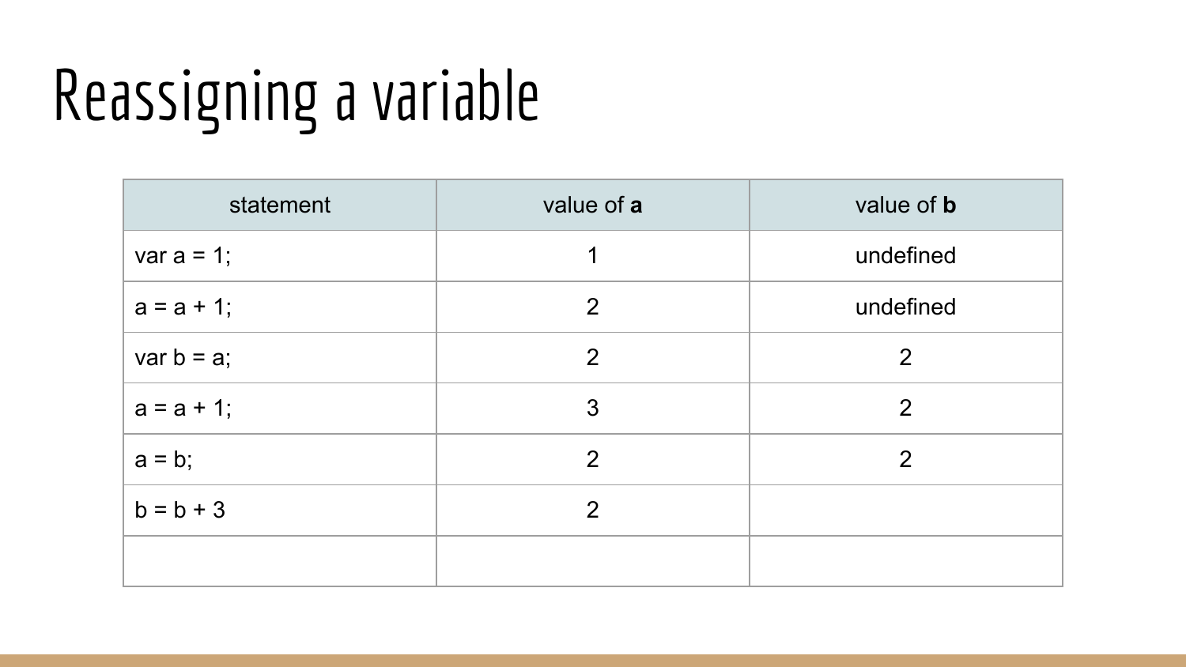# Reassigning a variable

| statement | value of **a** | value of **b** |
|---|---|---|
| var a = 1; | 1 | undefined |
| a = a + 1; | 2 | undefined |
| var b = a; | 2 | 2 |
| a = a + 1; | 3 | 2 |
| a = b; | 2 | 2 |
| b = b + 3 | 2 | |
| | | |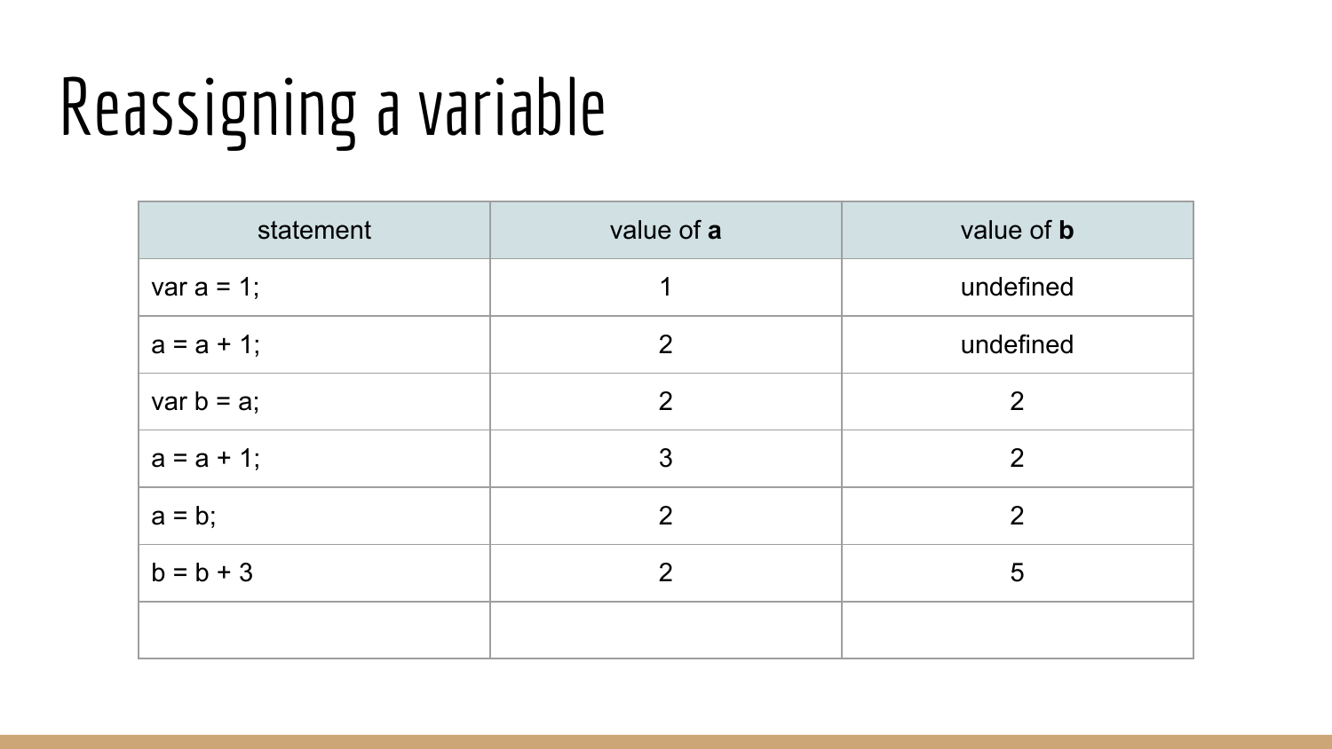# Reassigning a variable

| statement | value of **a** | value of **b** |
|---|---|---|
| var a = 1; | 1 | undefined |
| a = a + 1; | 2 | undefined |
| var b = a; | 2 | 2 |
| a = a + 1; | 3 | 2 |
| a = b; | 2 | 2 |
| b = b + 3 | 2 | 5 |
| | | |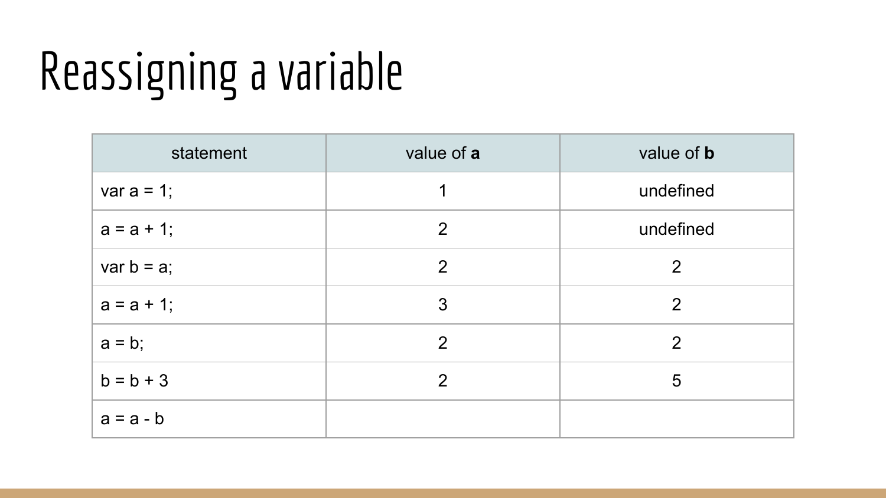# Reassigning a variable

| statement | value of **a** | value of **b** |
|---|---|---|
| var a = 1; | 1 | undefined |
| a = a + 1; | 2 | undefined |
| var b = a; | 2 | 2 |
| a = a + 1; | 3 | 2 |
| a = b; | 2 | 2 |
| b = b + 3 | 2 | 5 |
| a = a - b | | |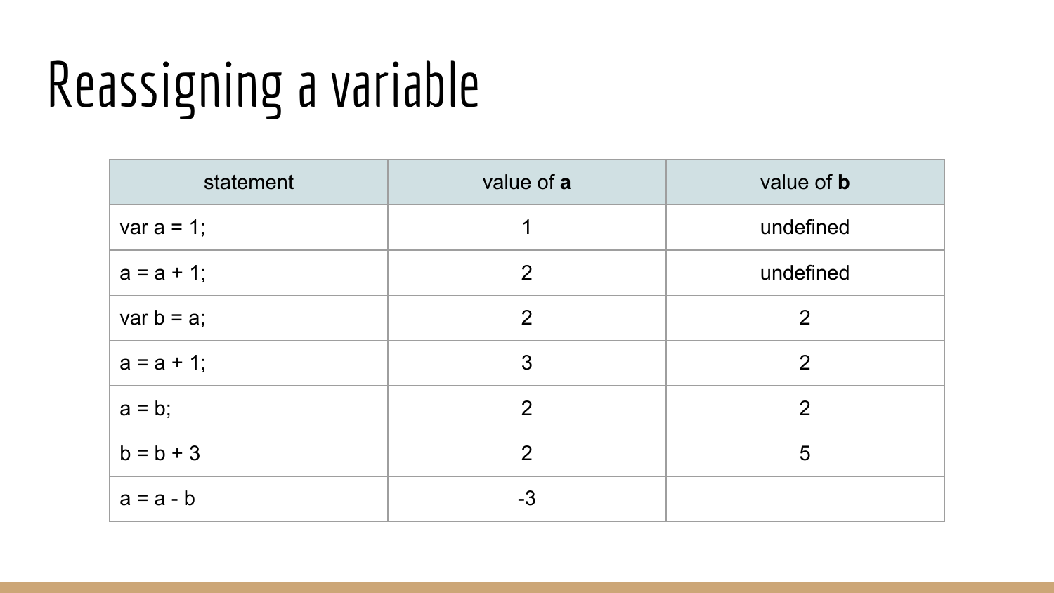# Reassigning a variable

| statement | value of **a** | value of **b** |
|---|---|---|
| var a = 1; | 1 | undefined |
| a = a + 1; | 2 | undefined |
| var b = a; | 2 | 2 |
| a = a + 1; | 3 | 2 |
| a = b; | 2 | 2 |
| b = b + 3 | 2 | 5 |
| a = a - b | -3 | |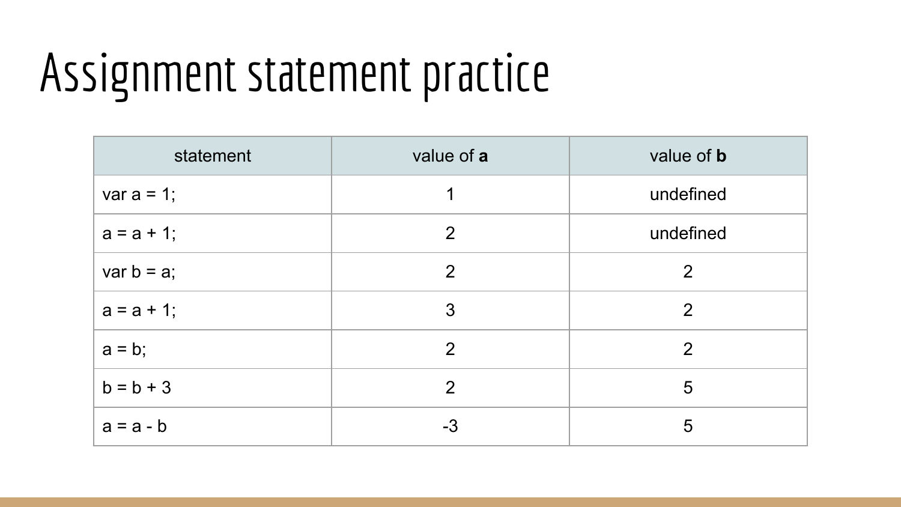# Assignment statement practice

| statement | value of **a** | value of **b** |
| --- | --- | --- |
| var a = 1; | 1 | undefined |
| a = a + 1; | 2 | undefined |
| var b = a; | 2 | 2 |
| a = a + 1; | 3 | 2 |
| a = b; | 2 | 2 |
| b = b + 3 | 2 | 5 |
| a = a - b | -3 | 5 |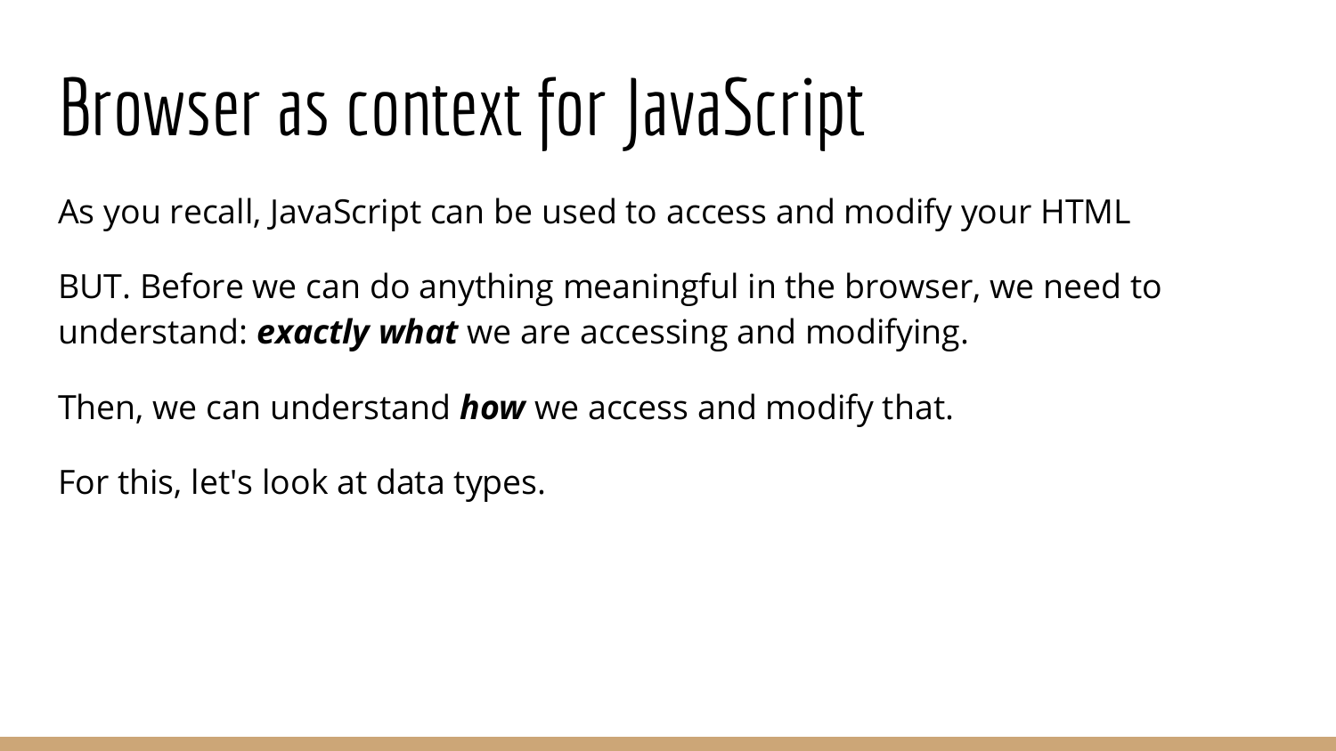# Browser as context for JavaScript

As you recall, JavaScript can be used to access and modify your HTML

BUT. Before we can do anything meaningful in the browser, we need to understand: ***exactly what*** we are accessing and modifying.

Then, we can understand ***how*** we access and modify that.

For this, let's look at data types.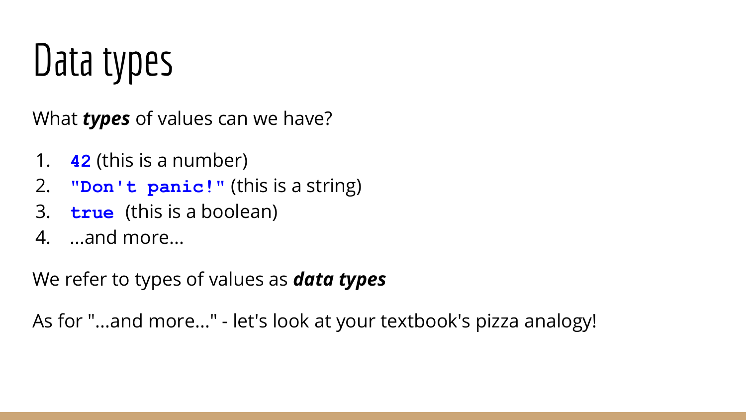# Data types

What ***types*** of values can we have?

1. `42` (this is a number)
2. `"Don't panic!"` (this is a string)
3. `true` (this is a boolean)
4. ...and more...

We refer to types of values as ***data types***

As for "...and more..." - let's look at your textbook's pizza analogy!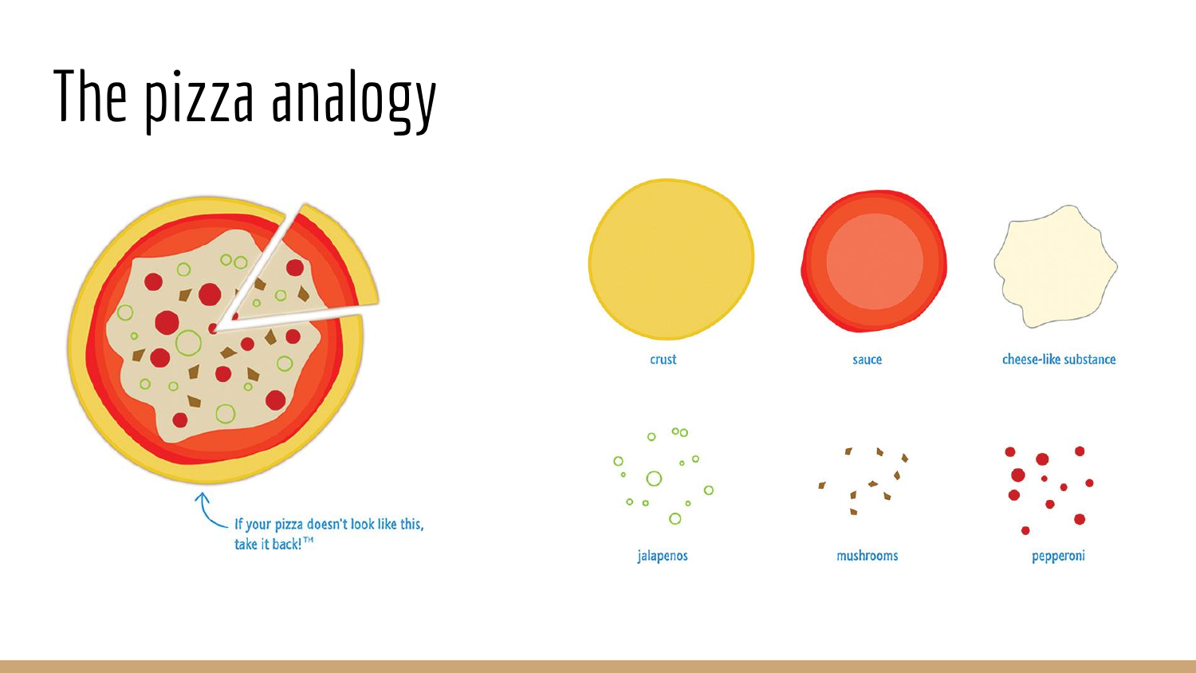# The pizza analogy

If your pizza doesn't look like this, take it back!™

crust

sauce

cheese-like substance

jalapenos

mushrooms

pepperoni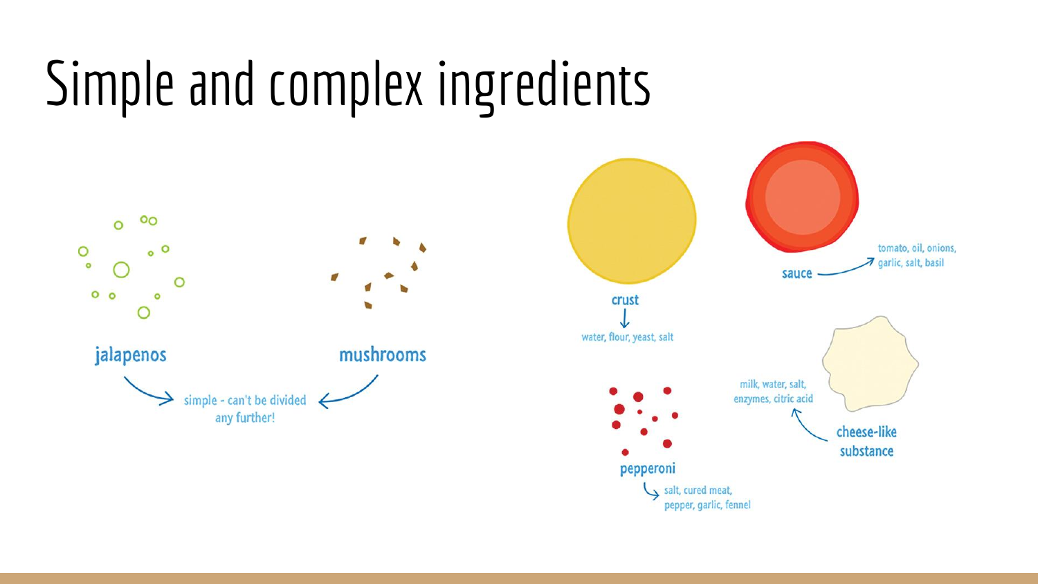# Simple and complex ingredients

jalapenos

mushrooms

simple - can't be divided any further!

crust

water, flour, yeast, salt

sauce

tomato, oil, onions, garlic, salt, basil

pepperoni

salt, cured meat, pepper, garlic, fennel

cheese-like substance

milk, water, salt, enzymes, citric acid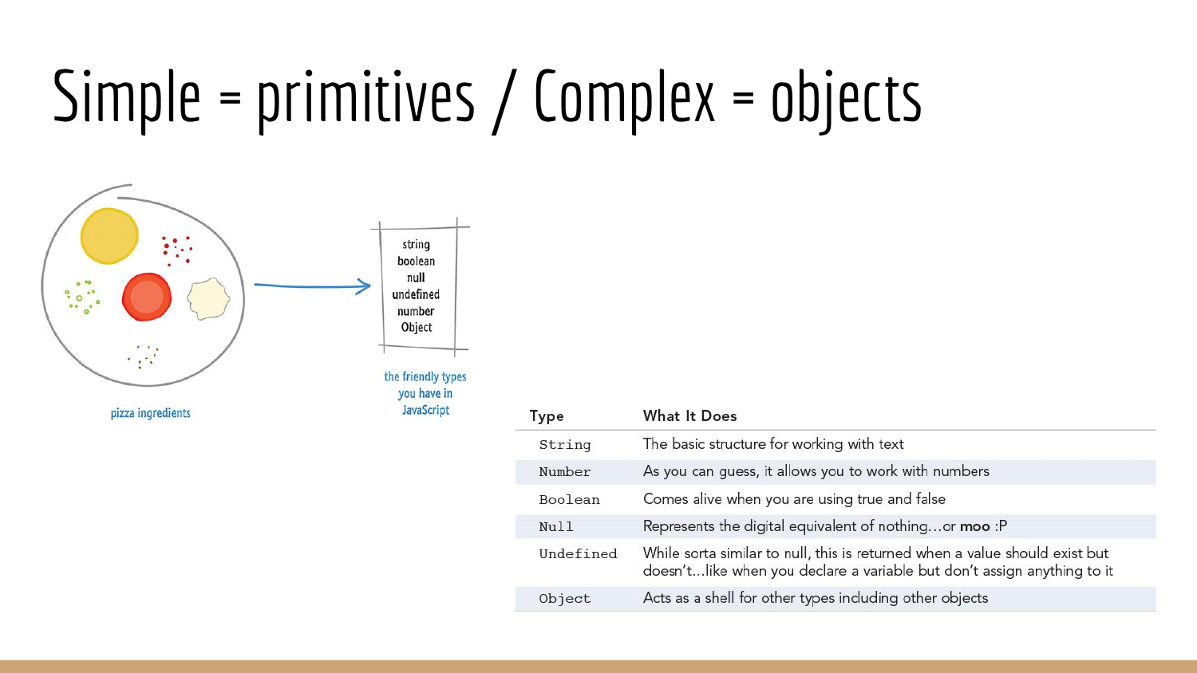# Simple = primitives / Complex = objects

string
boolean
null
undefined
number
Object

pizza ingredients

the friendly types you have in JavaScript

| Type | What It Does |
| --- | --- |
| `String` | The basic structure for working with text |
| `Number` | As you can guess, it allows you to work with numbers |
| `Boolean` | Comes alive when you are using true and false |
| `Null` | Represents the digital equivalent of nothing…or **moo** :P |
| `Undefined` | While sorta similar to null, this is returned when a value should exist but doesn't…like when you declare a variable but don't assign anything to it |
| `Object` | Acts as a shell for other types including other objects |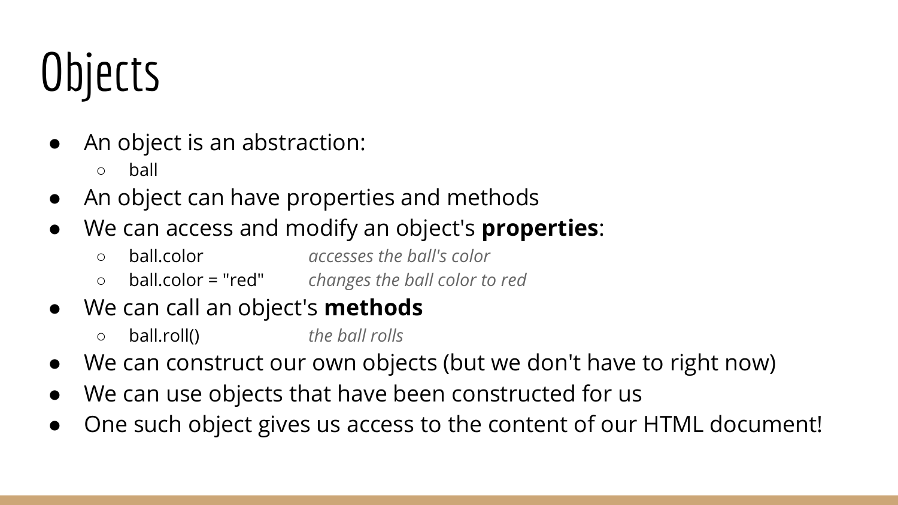# Objects

- An object is an abstraction:
  - ball
- An object can have properties and methods
- We can access and modify an object's **properties**:
  - ball.color *accesses the ball's color*
  - ball.color = "red" *changes the ball color to red*
- We can call an object's **methods**
  - ball.roll() *the ball rolls*
- We can construct our own objects (but we don't have to right now)
- We can use objects that have been constructed for us
- One such object gives us access to the content of our HTML document!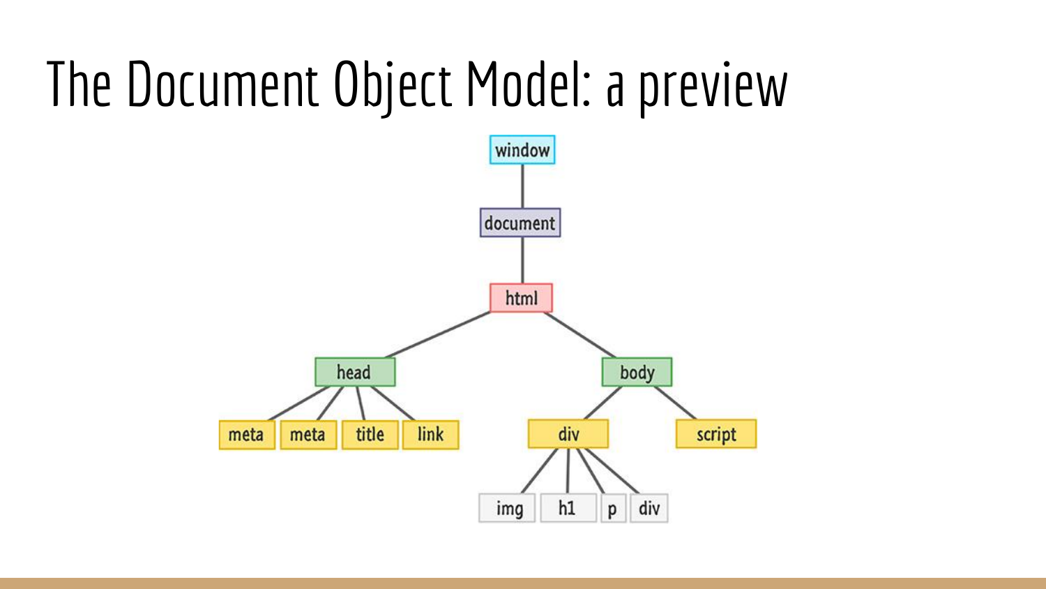# The Document Object Model: a preview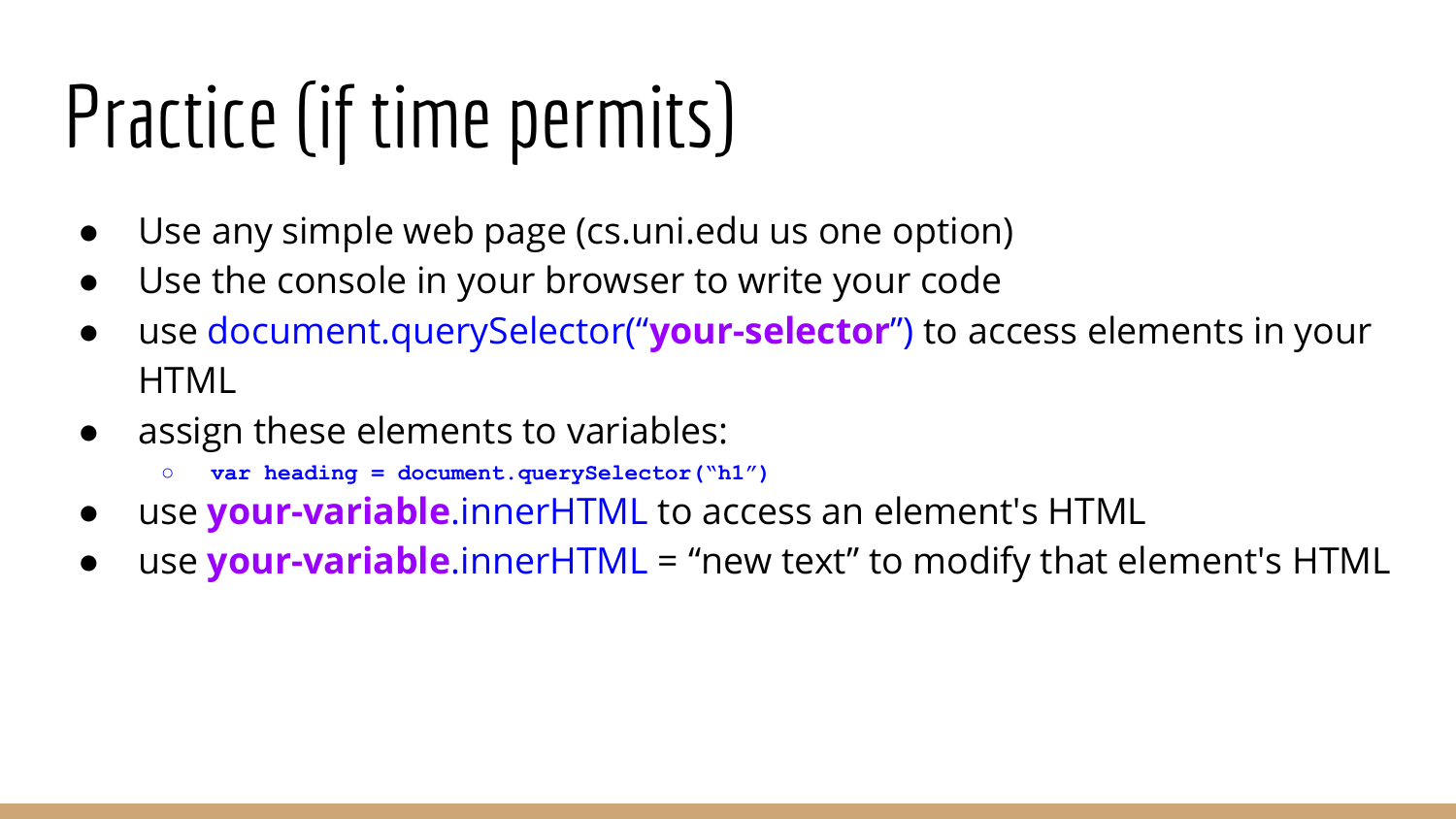# Practice (if time permits)

- Use any simple web page (cs.uni.edu us one option)
- Use the console in your browser to write your code
- use document.querySelector("**your-selector**") to access elements in your HTML
- assign these elements to variables:
  - `var heading = document.querySelector("h1")`
- use **your-variable**.innerHTML to access an element's HTML
- use **your-variable**.innerHTML = "new text" to modify that element's HTML